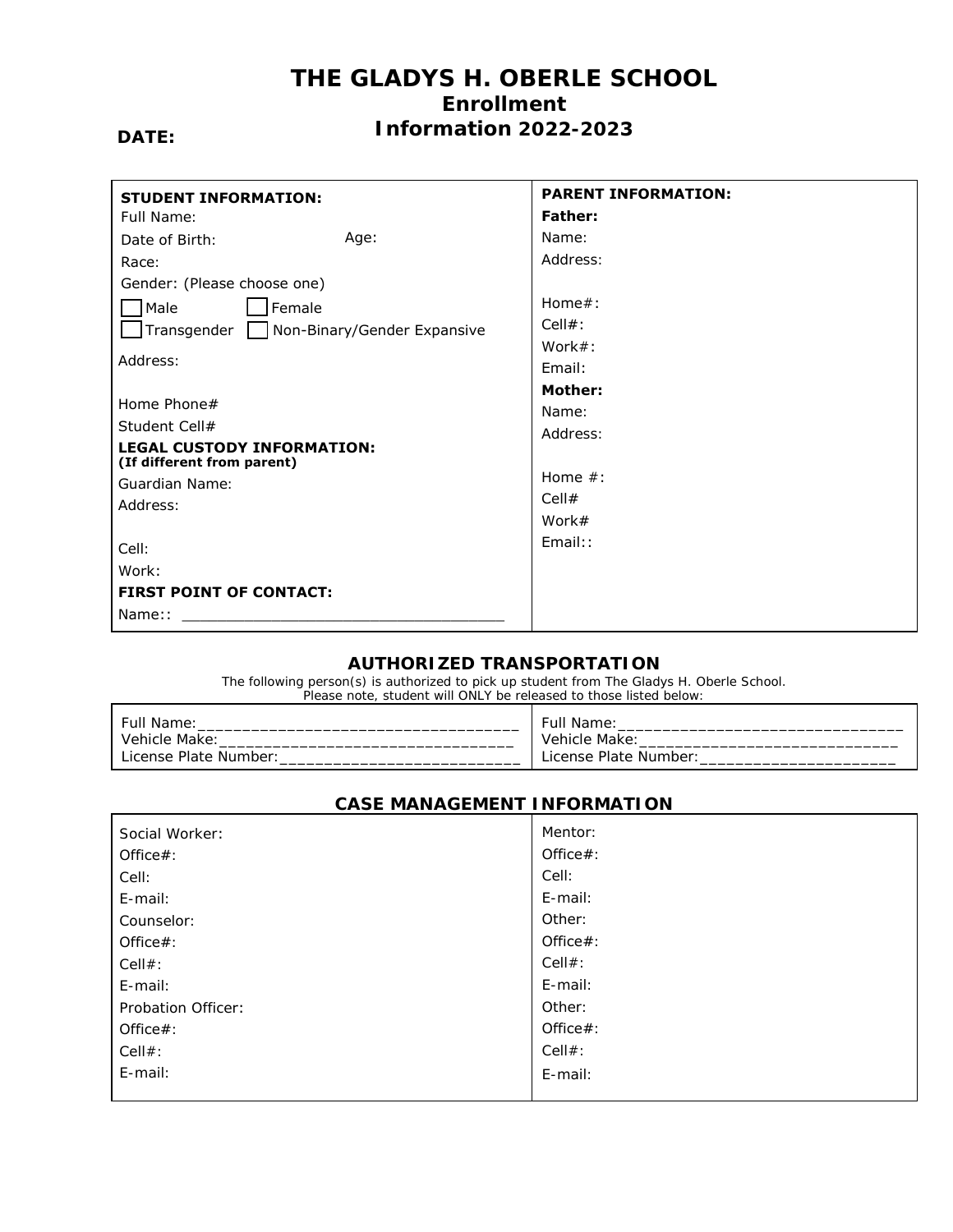# THE GLADYS H. OBERLE SCHOOL

## Enrollment Information 2022-2023

**DATE:**

| **STUDENT INFORMATION:** | **PARENT INFORMATION:** |
|---|---|
| Full Name: | **Father:** |
| Date of Birth: Age: | Name: |
| Race: | Address: |
| Gender: (Please choose one) | |
| ☐ Male ☐ Female | Home#: |
| ☐ Transgender ☐ Non-Binary/Gender Expansive | Cell#: |
| | Work#: |
| Address: | Email: |
| | **Mother:** |
| Home Phone# | Name: |
| Student Cell# | Address: |
| **LEGAL CUSTODY INFORMATION:** **(If different from parent)** | |
| Guardian Name: | Home #: |
| Address: | Cell# |
| | Work# |
| Cell: | Email:: |
| Work: | |
| **FIRST POINT OF CONTACT:** | |
| Name:: ___________________________________ | |

### AUTHORIZED TRANSPORTATION

The following person(s) is authorized to pick up student from The Gladys H. Oberle School.
Please note, student will ONLY be released to those listed below:

| | |
|---|---|
| Full Name:___________________________________ | Full Name:_______________________________ |
| Vehicle Make:________________________________ | Vehicle Make:____________________________ |
| License Plate Number:________________________ | License Plate Number:____________________ |

### CASE MANAGEMENT INFORMATION

| | |
|---|---|
| Social Worker: | Mentor: |
| Office#: | Office#: |
| Cell: | Cell: |
| E-mail: | E-mail: |
| Counselor: | Other: |
| Office#: | Office#: |
| Cell#: | Cell#: |
| E-mail: | E-mail: |
| Probation Officer: | Other: |
| Office#: | Office#: |
| Cell#: | Cell#: |
| E-mail: | E-mail: |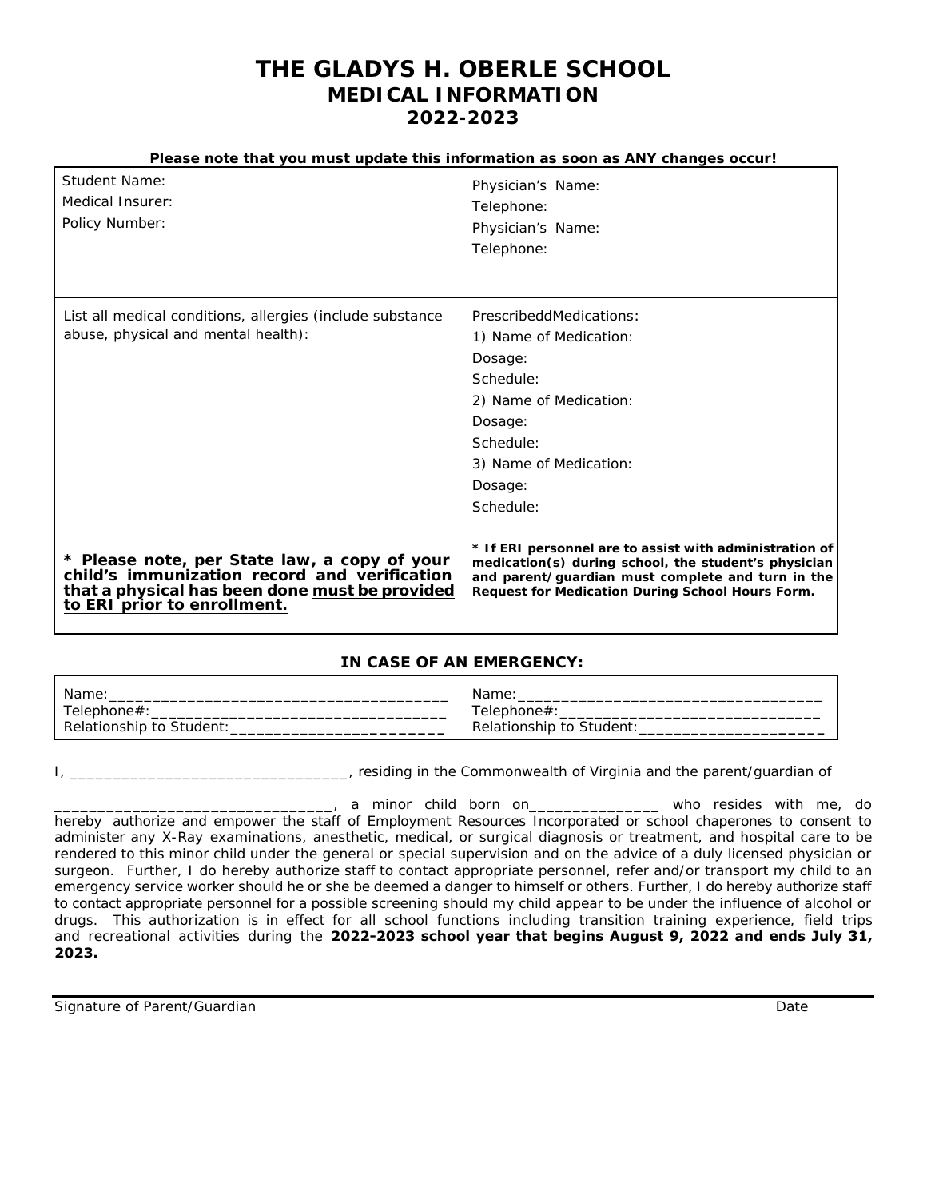# THE GLADYS H. OBERLE SCHOOL
## MEDICAL INFORMATION
## 2022-2023

**Please note that you must update this information as soon as ANY changes occur!**

| | |
|---|---|
| Student Name:<br>Medical Insurer:<br>Policy Number: | Physician's Name:<br>Telephone:<br>Physician's Name:<br>Telephone: |
| List all medical conditions, allergies (include substance abuse, physical and mental health):<br><br>**\* Please note, per State law, a copy of your child's immunization record and verification that a physical has been done <u>must be provided to ERI</u> prior to enrollment.** | PrescribeddMedications:<br>1) Name of Medication:<br>Dosage:<br>Schedule:<br>2) Name of Medication:<br>Dosage:<br>Schedule:<br>3) Name of Medication:<br>Dosage:<br>Schedule:<br><br>**\* If ERI personnel are to assist with administration of medication(s) during school, the student's physician and parent/guardian must complete and turn in the Request for Medication During School Hours Form.** |

**IN CASE OF AN EMERGENCY:**

| | |
|---|---|
| Name:_______________________________________<br>Telephone#:____________________________________<br>Relationship to Student:_________________________ | Name:____________________________________<br>Telephone#:_______________________________<br>Relationship to Student:______________________ |

I, _______________________________, residing in the Commonwealth of Virginia and the parent/guardian of

_______________________________, a minor child born on_______________ who resides with me, do hereby authorize and empower the staff of Employment Resources Incorporated or school chaperones to consent to administer any X-Ray examinations, anesthetic, medical, or surgical diagnosis or treatment, and hospital care to be rendered to this minor child under the general or special supervision and on the advice of a duly licensed physician or surgeon. Further, I do hereby authorize staff to contact appropriate personnel, refer and/or transport my child to an emergency service worker should he or she be deemed a danger to himself or others. Further, I do hereby authorize staff to contact appropriate personnel for a possible screening should my child appear to be under the influence of alcohol or drugs. This authorization is in effect for all school functions including transition training experience, field trips and recreational activities during the **2022-2023 school year that begins August 9, 2022 and ends July 31, 2023.**

_____________________________________________________________________________

Signature of Parent/Guardian Date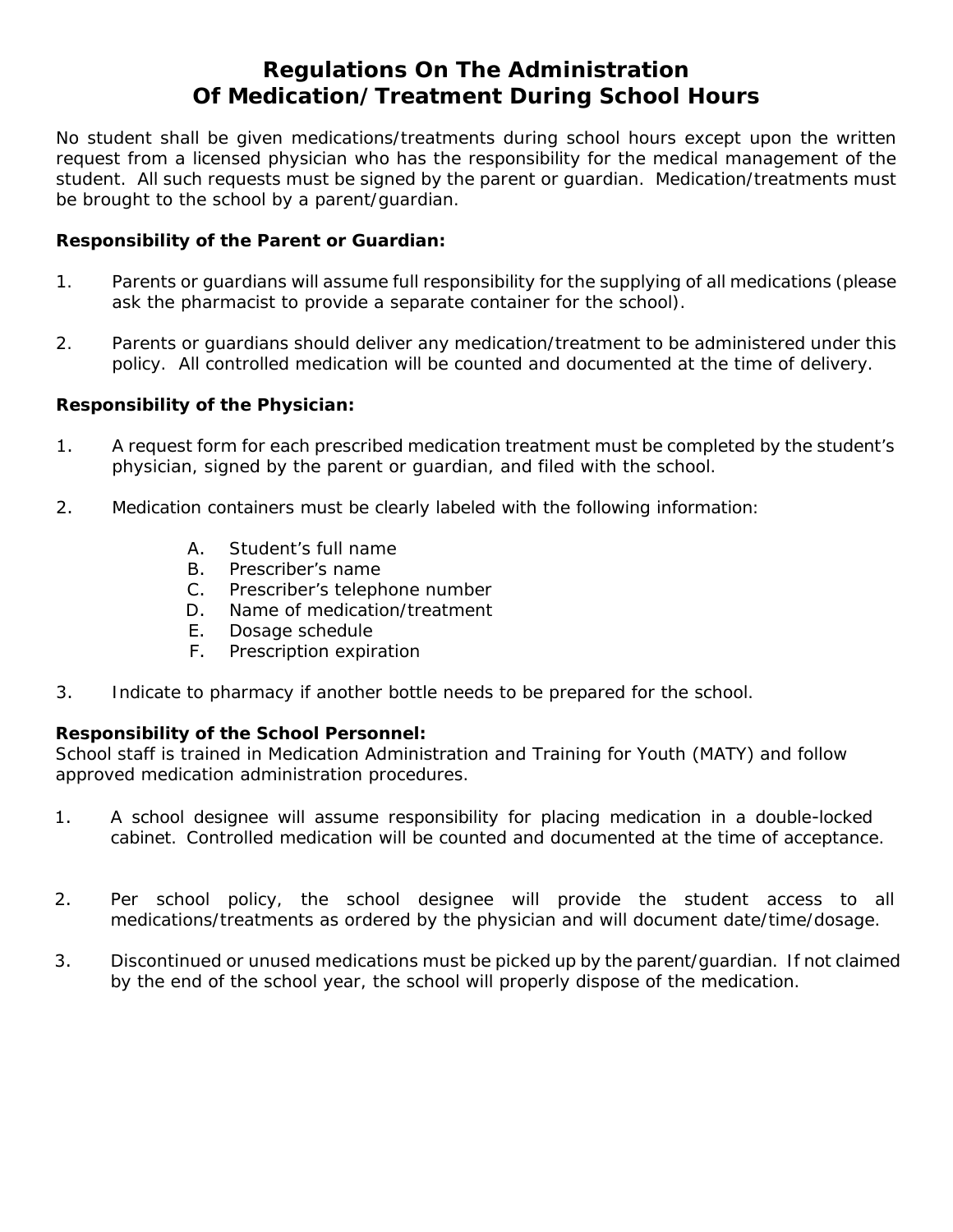# Regulations On The Administration Of Medication/Treatment During School Hours

No student shall be given medications/treatments during school hours except upon the written request from a licensed physician who has the responsibility for the medical management of the student. All such requests must be signed by the parent or guardian. Medication/treatments must be brought to the school by a parent/guardian.

**Responsibility of the Parent or Guardian:**

1. Parents or guardians will assume full responsibility for the supplying of all medications (please ask the pharmacist to provide a separate container for the school).

2. Parents or guardians should deliver any medication/treatment to be administered under this policy. All controlled medication will be counted and documented at the time of delivery.

**Responsibility of the Physician:**

1. A request form for each prescribed medication treatment must be completed by the student's physician, signed by the parent or guardian, and filed with the school.

2. Medication containers must be clearly labeled with the following information:

   A. Student's full name
   B. Prescriber's name
   C. Prescriber's telephone number
   D. Name of medication/treatment
   E. Dosage schedule
   F. Prescription expiration

3. Indicate to pharmacy if another bottle needs to be prepared for the school.

**Responsibility of the School Personnel:**
School staff is trained in Medication Administration and Training for Youth (MATY) and follow approved medication administration procedures.

1. A school designee will assume responsibility for placing medication in a double-locked cabinet. Controlled medication will be counted and documented at the time of acceptance.

2. Per school policy, the school designee will provide the student access to all medications/treatments as ordered by the physician and will document date/time/dosage.

3. Discontinued or unused medications must be picked up by the parent/guardian. If not claimed by the end of the school year, the school will properly dispose of the medication.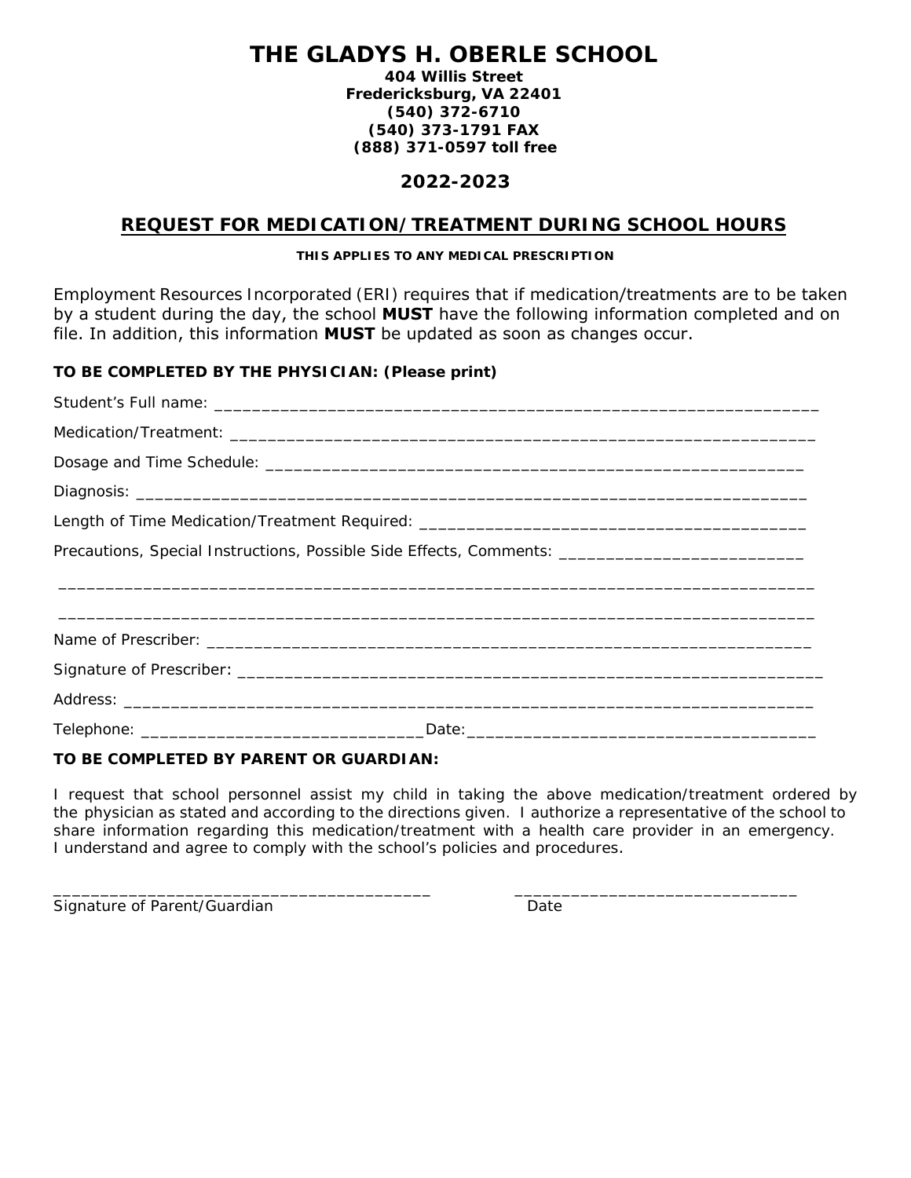# THE GLADYS H. OBERLE SCHOOL

**404 Willis Street**
**Fredericksburg, VA 22401**
**(540) 372-6710**
**(540) 373-1791 FAX**
**(888) 371-0597 toll free**

## 2022-2023

## REQUEST FOR MEDICATION/TREATMENT DURING SCHOOL HOURS

**THIS APPLIES TO ANY MEDICAL PRESCRIPTION**

Employment Resources Incorporated (ERI) requires that if medication/treatments are to be taken by a student during the day, the school **MUST** have the following information completed and on file. In addition, this information **MUST** be updated as soon as changes occur.

**TO BE COMPLETED BY THE PHYSICIAN: (Please print)**

Student's Full name: ________________________________________________________________

Medication/Treatment: ______________________________________________________________

Dosage and Time Schedule: __________________________________________________________

Diagnosis: ________________________________________________________________________

Length of Time Medication/Treatment Required: ________________________________________

Precautions, Special Instructions, Possible Side Effects, Comments: _________________________

___________________________________________________________________________________

___________________________________________________________________________________

Name of Prescriber: _________________________________________________________________

Signature of Prescriber: ______________________________________________________________

Address: __________________________________________________________________________

Telephone: ______________________________Date:_____________________________________

**TO BE COMPLETED BY PARENT OR GUARDIAN:**

I request that school personnel assist my child in taking the above medication/treatment ordered by the physician as stated and according to the directions given. I authorize a representative of the school to share information regarding this medication/treatment with a health care provider in an emergency. I understand and agree to comply with the school's policies and procedures.

________________________________________ ______________________________
Signature of Parent/Guardian Date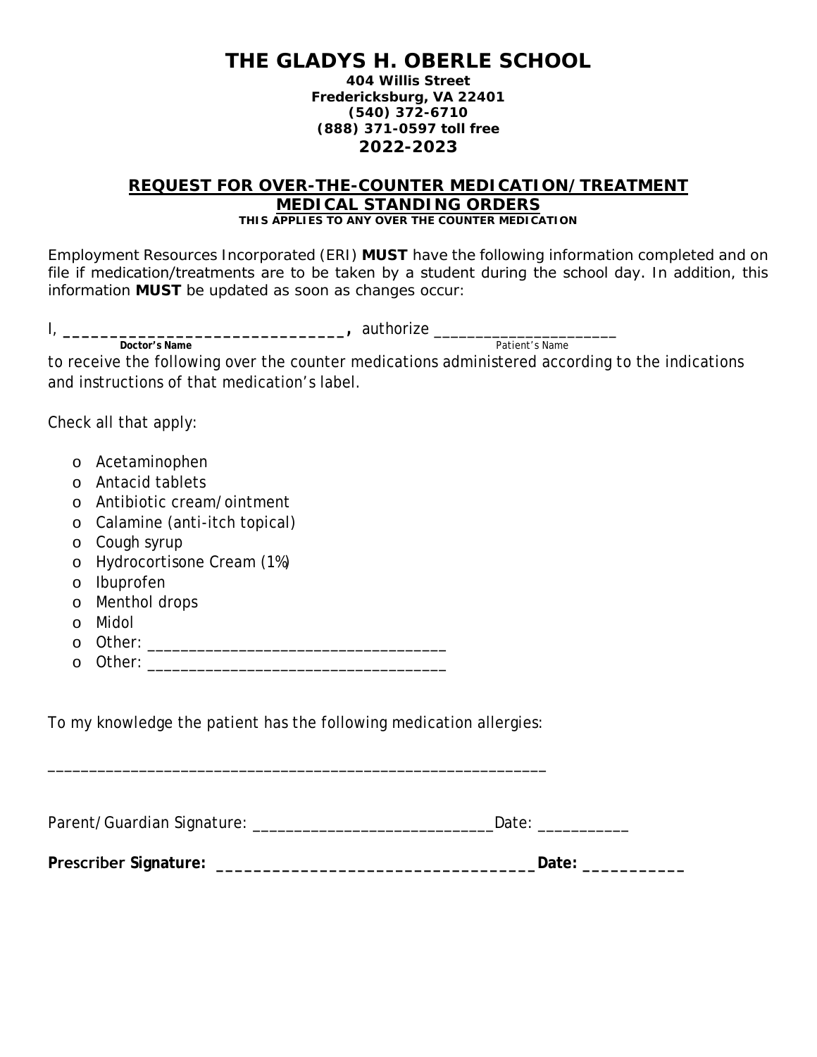# THE GLADYS H. OBERLE SCHOOL

**404 Willis Street**
**Fredericksburg, VA 22401**
**(540) 372-6710**
**(888) 371-0597 toll free**
**2022-2023**

## REQUEST FOR OVER-THE-COUNTER MEDICATION/TREATMENT MEDICAL STANDING ORDERS

**THIS APPLIES TO ANY OVER THE COUNTER MEDICATION**

Employment Resources Incorporated (ERI) **MUST** have the following information completed and on file if medication/treatments are to be taken by a student during the school day. In addition, this information **MUST** be updated as soon as changes occur:

I, ______________________________ **,** authorize ____________________
**Doctor's Name** Patient's Name

to receive the following over the counter medications administered according to the indications and instructions of that medication's label.

Check all that apply:

- o Acetaminophen
- o Antacid tablets
- o Antibiotic cream/ointment
- o Calamine (anti-itch topical)
- o Cough syrup
- o Hydrocortisone Cream (1%)
- o Ibuprofen
- o Menthol drops
- o Midol
- o Other: ___________________________________
- o Other: ___________________________________

To my knowledge the patient has the following medication allergies:

___________________________________________________________

Parent/Guardian Signature: ____________________________Date: __________

**Prescriber Signature: ____________________________________ Date: ___________**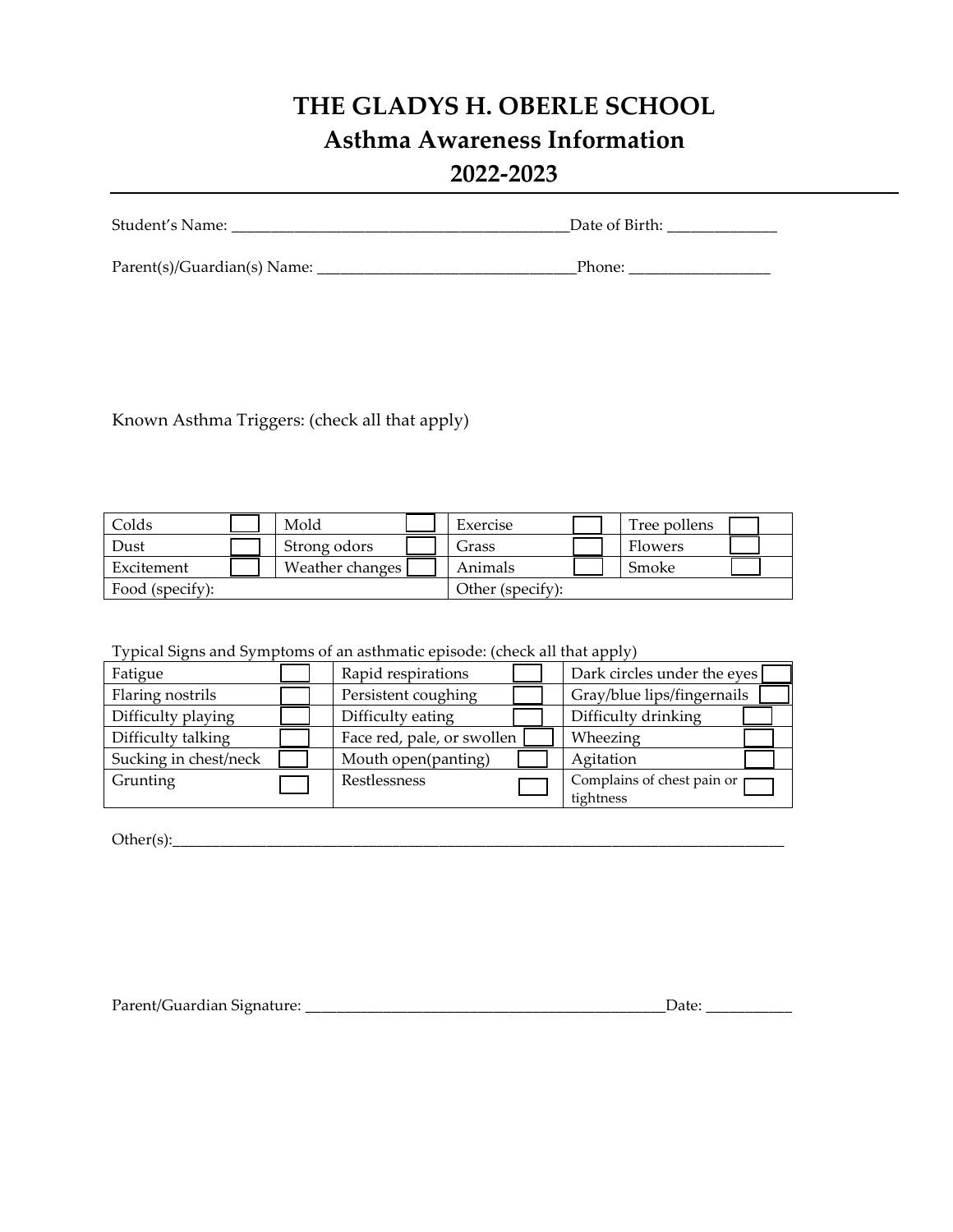# THE GLADYS H. OBERLE SCHOOL
# Asthma Awareness Information
# 2022-2023

Student's Name: ___________________________________________Date of Birth: ______________

Parent(s)/Guardian(s) Name: _________________________________Phone: __________________

Known Asthma Triggers: (check all that apply)

| | | | | | | | |
|---|---|---|---|---|---|---|---|
| Colds | ☐ | Mold | ☐ | Exercise | ☐ | Tree pollens | ☐ |
| Dust | ☐ | Strong odors | ☐ | Grass | ☐ | Flowers | ☐ |
| Excitement | ☐ | Weather changes | ☐ | Animals | ☐ | Smoke | ☐ |
| Food (specify): | | | | Other (specify): | | | |

Typical Signs and Symptoms of an asthmatic episode: (check all that apply)

| | | | | | |
|---|---|---|---|---|---|
| Fatigue | ☐ | Rapid respirations | ☐ | Dark circles under the eyes | ☐ |
| Flaring nostrils | ☐ | Persistent coughing | ☐ | Gray/blue lips/fingernails | ☐ |
| Difficulty playing | ☐ | Difficulty eating | ☐ | Difficulty drinking | ☐ |
| Difficulty talking | ☐ | Face red, pale, or swollen | ☐ | Wheezing | ☐ |
| Sucking in chest/neck | ☐ | Mouth open(panting) | ☐ | Agitation | ☐ |
| Grunting | ☐ | Restlessness | ☐ | Complains of chest pain or tightness | ☐ |

Other(s):_____________________________________________________________________________________

Parent/Guardian Signature: _______________________________________________Date: ___________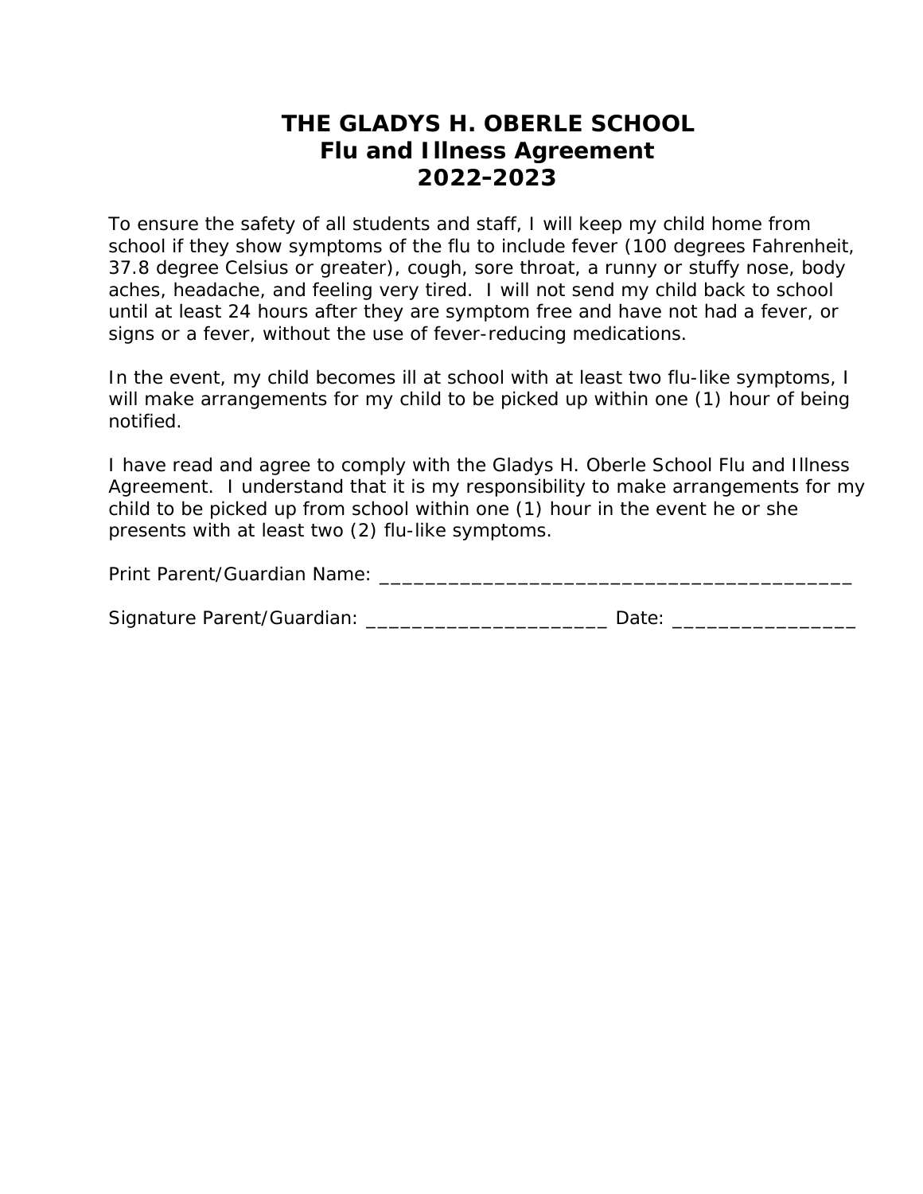# THE GLADYS H. OBERLE SCHOOL
## Flu and Illness Agreement
## 2022-2023

To ensure the safety of all students and staff, I will keep my child home from school if they show symptoms of the flu to include fever (100 degrees Fahrenheit, 37.8 degree Celsius or greater), cough, sore throat, a runny or stuffy nose, body aches, headache, and feeling very tired. I will not send my child back to school until at least 24 hours after they are symptom free and have not had a fever, or signs or a fever, without the use of fever-reducing medications.

In the event, my child becomes ill at school with at least two flu-like symptoms, I will make arrangements for my child to be picked up within one (1) hour of being notified.

I have read and agree to comply with the Gladys H. Oberle School Flu and Illness Agreement. I understand that it is my responsibility to make arrangements for my child to be picked up from school within one (1) hour in the event he or she presents with at least two (2) flu-like symptoms.

Print Parent/Guardian Name: ___________________________________________

Signature Parent/Guardian: ______________________ Date: ________________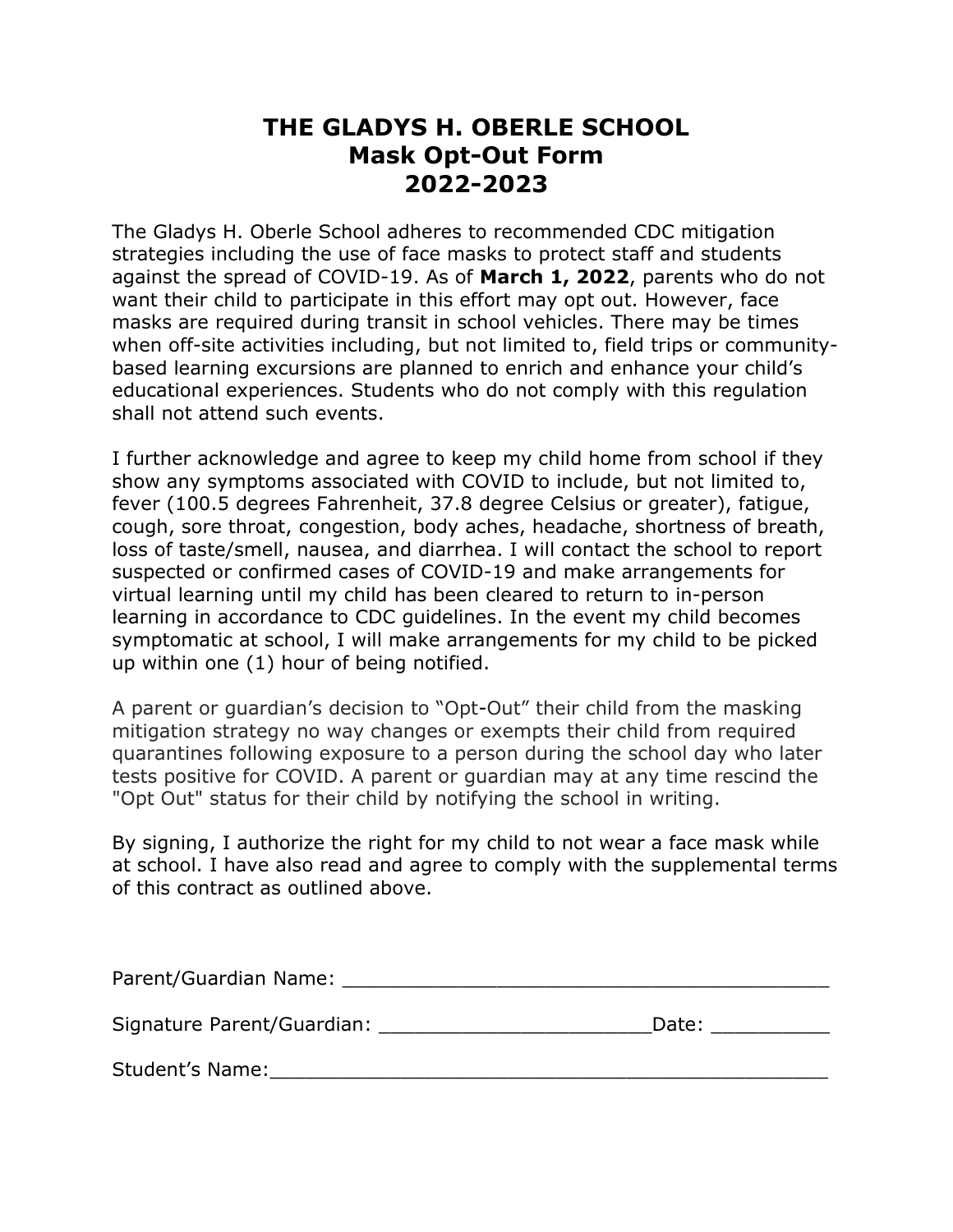# THE GLADYS H. OBERLE SCHOOL
## Mask Opt-Out Form
## 2022-2023

The Gladys H. Oberle School adheres to recommended CDC mitigation strategies including the use of face masks to protect staff and students against the spread of COVID-19. As of **March 1, 2022**, parents who do not want their child to participate in this effort may opt out. However, face masks are required during transit in school vehicles. There may be times when off-site activities including, but not limited to, field trips or community-based learning excursions are planned to enrich and enhance your child's educational experiences. Students who do not comply with this regulation shall not attend such events.

I further acknowledge and agree to keep my child home from school if they show any symptoms associated with COVID to include, but not limited to, fever (100.5 degrees Fahrenheit, 37.8 degree Celsius or greater), fatigue, cough, sore throat, congestion, body aches, headache, shortness of breath, loss of taste/smell, nausea, and diarrhea. I will contact the school to report suspected or confirmed cases of COVID-19 and make arrangements for virtual learning until my child has been cleared to return to in-person learning in accordance to CDC guidelines. In the event my child becomes symptomatic at school, I will make arrangements for my child to be picked up within one (1) hour of being notified.

A parent or guardian's decision to "Opt-Out" their child from the masking mitigation strategy no way changes or exempts their child from required quarantines following exposure to a person during the school day who later tests positive for COVID. A parent or guardian may at any time rescind the "Opt Out" status for their child by notifying the school in writing.

By signing, I authorize the right for my child to not wear a face mask while at school. I have also read and agree to comply with the supplemental terms of this contract as outlined above.

Parent/Guardian Name: ________________________________________

Signature Parent/Guardian: ______________________Date: __________

Student's Name:______________________________________________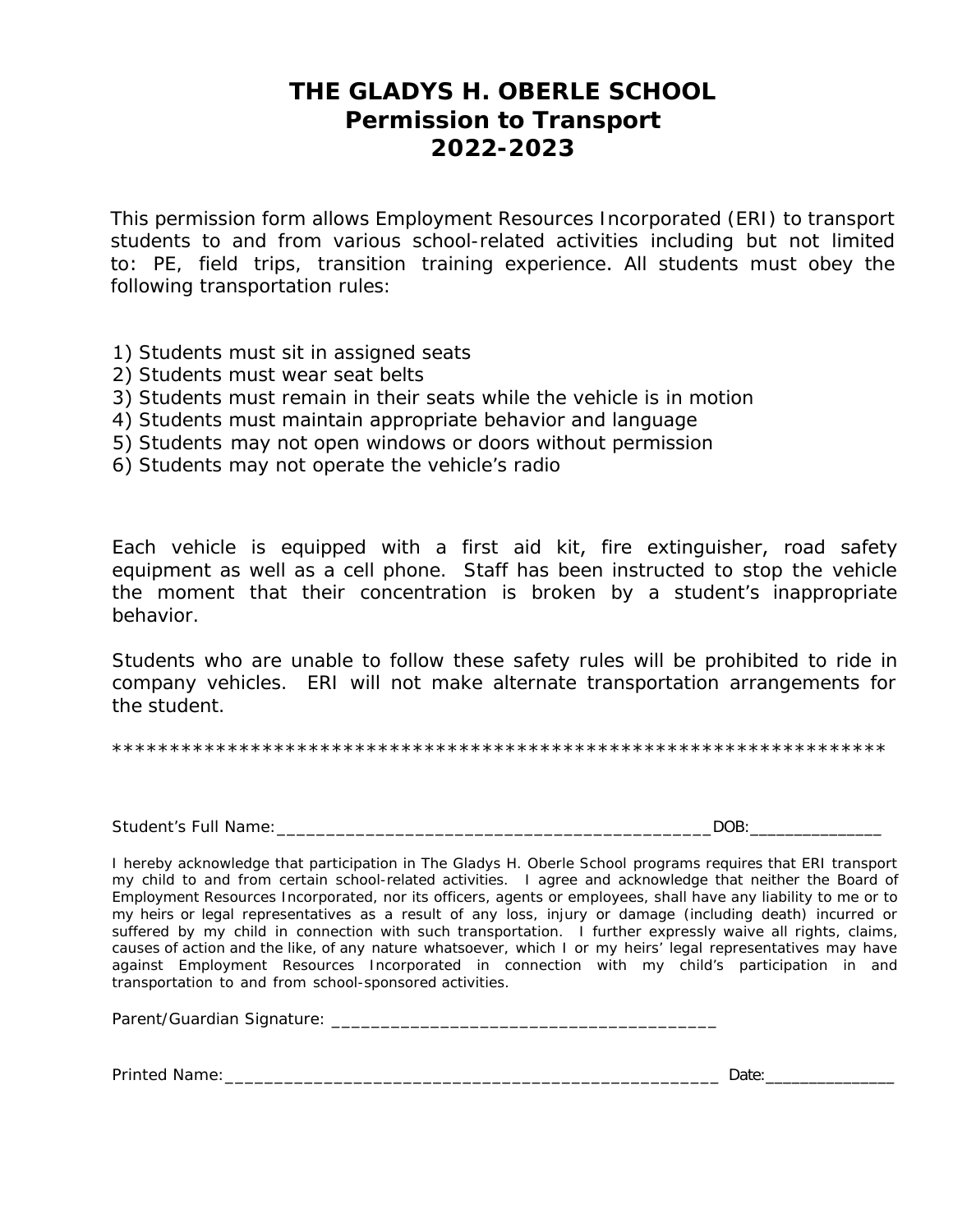# THE GLADYS H. OBERLE SCHOOL
## Permission to Transport
## 2022-2023

This permission form allows Employment Resources Incorporated (ERI) to transport students to and from various school-related activities including but not limited to: PE, field trips, transition training experience. All students must obey the following transportation rules:

1) Students must sit in assigned seats
2) Students must wear seat belts
3) Students must remain in their seats while the vehicle is in motion
4) Students must maintain appropriate behavior and language
5) Students may not open windows or doors without permission
6) Students may not operate the vehicle's radio

Each vehicle is equipped with a first aid kit, fire extinguisher, road safety equipment as well as a cell phone. Staff has been instructed to stop the vehicle the moment that their concentration is broken by a student's inappropriate behavior.

Students who are unable to follow these safety rules will be prohibited to ride in company vehicles. ERI will not make alternate transportation arrangements for the student.

*******************************************************************

Student's Full Name:_____________________________________________DOB:______________

I hereby acknowledge that participation in The Gladys H. Oberle School programs requires that ERI transport my child to and from certain school-related activities. I agree and acknowledge that neither the Board of Employment Resources Incorporated, nor its officers, agents or employees, shall have any liability to me or to my heirs or legal representatives as a result of any loss, injury or damage (including death) incurred or suffered by my child in connection with such transportation. I further expressly waive all rights, claims, causes of action and the like, of any nature whatsoever, which I or my heirs' legal representatives may have against Employment Resources Incorporated in connection with my child's participation in and transportation to and from school-sponsored activities.

Parent/Guardian Signature: _______________________________________

Printed Name:___________________________________________________ Date:______________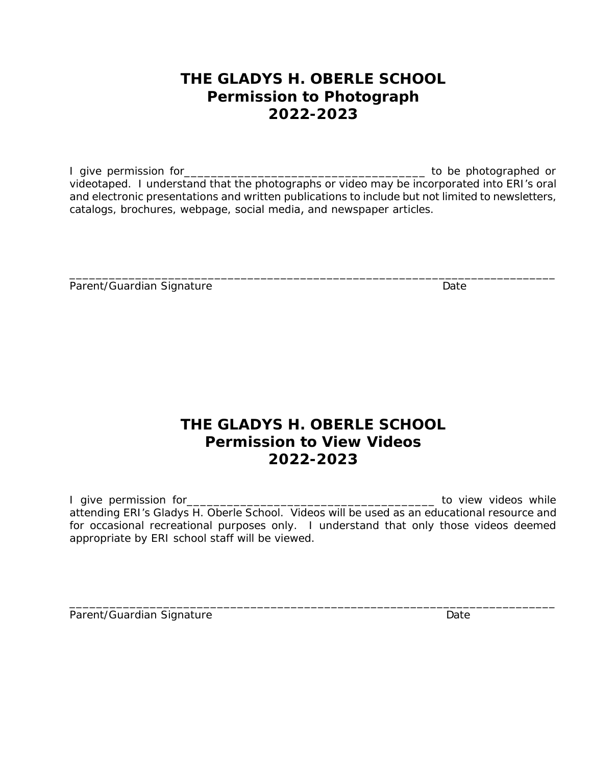# THE GLADYS H. OBERLE SCHOOL
## Permission to Photograph
## 2022-2023

I give permission for_____________________________________ to be photographed or videotaped. I understand that the photographs or video may be incorporated into ERI's oral and electronic presentations and written publications to include but not limited to newsletters, catalogs, brochures, webpage, social media, and newspaper articles.

___________________________________________________________________________

Parent/Guardian Signature                                                                  Date

# THE GLADYS H. OBERLE SCHOOL
## Permission to View Videos
## 2022-2023

I give permission for______________________________________ to view videos while attending ERI's Gladys H. Oberle School. Videos will be used as an educational resource and for occasional recreational purposes only. I understand that only those videos deemed appropriate by ERI school staff will be viewed.

___________________________________________________________________________

Parent/Guardian Signature                                                                  Date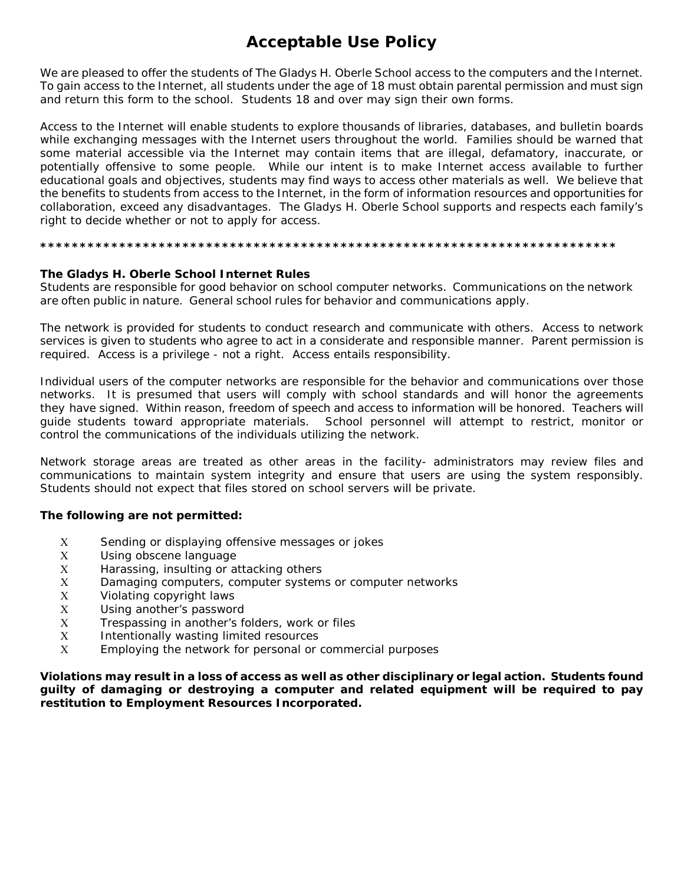# Acceptable Use Policy

We are pleased to offer the students of The Gladys H. Oberle School access to the computers and the Internet. To gain access to the Internet, all students under the age of 18 must obtain parental permission and must sign and return this form to the school. Students 18 and over may sign their own forms.

Access to the Internet will enable students to explore thousands of libraries, databases, and bulletin boards while exchanging messages with the Internet users throughout the world. Families should be warned that some material accessible via the Internet may contain items that are illegal, defamatory, inaccurate, or potentially offensive to some people. While our intent is to make Internet access available to further educational goals and objectives, students may find ways to access other materials as well. We believe that the benefits to students from access to the Internet, in the form of information resources and opportunities for collaboration, exceed any disadvantages. The Gladys H. Oberle School supports and respects each family's right to decide whether or not to apply for access.

*************************************************************************

**The Gladys H. Oberle School Internet Rules**

Students are responsible for good behavior on school computer networks. Communications on the network are often public in nature. General school rules for behavior and communications apply.

The network is provided for students to conduct research and communicate with others. Access to network services is given to students who agree to act in a considerate and responsible manner. Parent permission is required. Access is a privilege - not a right. Access entails responsibility.

Individual users of the computer networks are responsible for the behavior and communications over those networks. It is presumed that users will comply with school standards and will honor the agreements they have signed. Within reason, freedom of speech and access to information will be honored. Teachers will guide students toward appropriate materials. School personnel will attempt to restrict, monitor or control the communications of the individuals utilizing the network.

Network storage areas are treated as other areas in the facility- administrators may review files and communications to maintain system integrity and ensure that users are using the system responsibly. Students should not expect that files stored on school servers will be private.

**The following are not permitted:**

- X Sending or displaying offensive messages or jokes
- X Using obscene language
- X Harassing, insulting or attacking others
- X Damaging computers, computer systems or computer networks
- X Violating copyright laws
- X Using another's password
- X Trespassing in another's folders, work or files
- X Intentionally wasting limited resources
- X Employing the network for personal or commercial purposes

**Violations may result in a loss of access as well as other disciplinary or legal action. Students found guilty of damaging or destroying a computer and related equipment will be required to pay restitution to Employment Resources Incorporated.**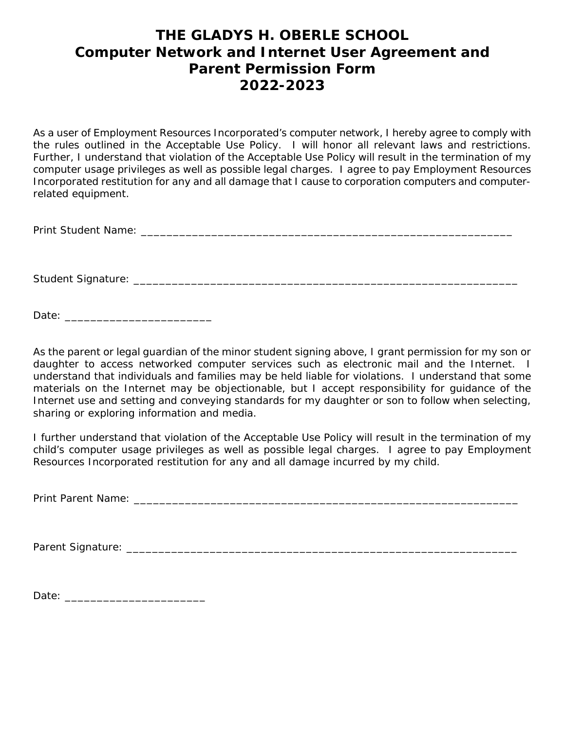# THE GLADYS H. OBERLE SCHOOL
## Computer Network and Internet User Agreement and Parent Permission Form
## 2022-2023

As a user of Employment Resources Incorporated's computer network, I hereby agree to comply with the rules outlined in the Acceptable Use Policy. I will honor all relevant laws and restrictions. Further, I understand that violation of the Acceptable Use Policy will result in the termination of my computer usage privileges as well as possible legal charges. I agree to pay Employment Resources Incorporated restitution for any and all damage that I cause to corporation computers and computer-related equipment.

Print Student Name: ______________________________________________________________

Student Signature: ________________________________________________________________

Date: _______________________

As the parent or legal guardian of the minor student signing above, I grant permission for my son or daughter to access networked computer services such as electronic mail and the Internet. I understand that individuals and families may be held liable for violations. I understand that some materials on the Internet may be objectionable, but I accept responsibility for guidance of the Internet use and setting and conveying standards for my daughter or son to follow when selecting, sharing or exploring information and media.

I further understand that violation of the Acceptable Use Policy will result in the termination of my child's computer usage privileges as well as possible legal charges. I agree to pay Employment Resources Incorporated restitution for any and all damage incurred by my child.

Print Parent Name: _______________________________________________________________

Parent Signature: ________________________________________________________________

Date: ______________________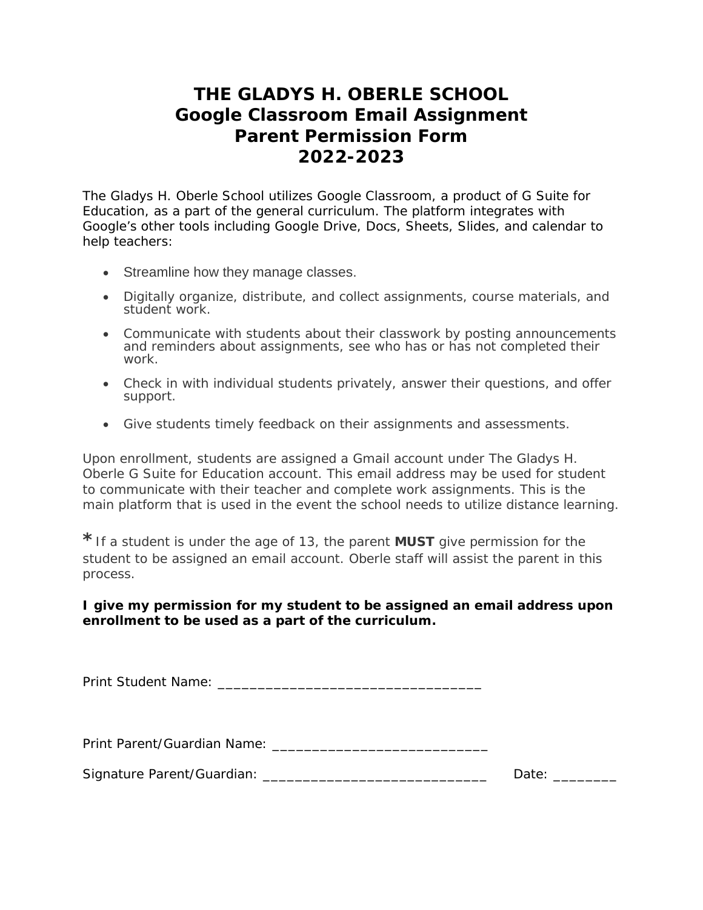# THE GLADYS H. OBERLE SCHOOL
# Google Classroom Email Assignment
# Parent Permission Form
# 2022-2023

The Gladys H. Oberle School utilizes Google Classroom, a product of G Suite for Education, as a part of the general curriculum. The platform integrates with Google's other tools including Google Drive, Docs, Sheets, Slides, and calendar to help teachers:

- Streamline how they manage classes.
- Digitally organize, distribute, and collect assignments, course materials, and student work.
- Communicate with students about their classwork by posting announcements and reminders about assignments, see who has or has not completed their work.
- Check in with individual students privately, answer their questions, and offer support.
- Give students timely feedback on their assignments and assessments.

Upon enrollment, students are assigned a Gmail account under The Gladys H. Oberle G Suite for Education account. This email address may be used for student to communicate with their teacher and complete work assignments. This is the main platform that is used in the event the school needs to utilize distance learning.

*If a student is under the age of 13, the parent **MUST** give permission for the student to be assigned an email account. Oberle staff will assist the parent in this process.

**I give my permission for my student to be assigned an email address upon enrollment to be used as a part of the curriculum.**

Print Student Name: _________________________________

Print Parent/Guardian Name: ___________________________

Signature Parent/Guardian: ____________________________ Date: ________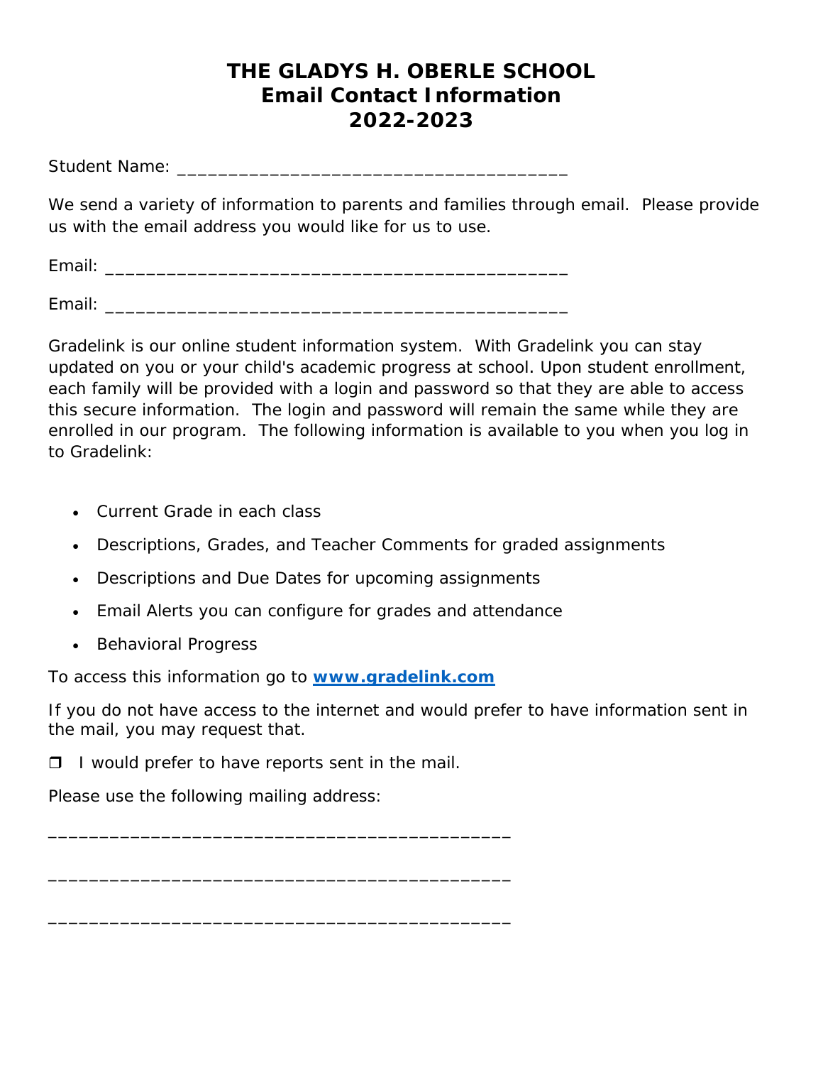# THE GLADYS H. OBERLE SCHOOL
# Email Contact Information
# 2022-2023

Student Name: ________________________________________

We send a variety of information to parents and families through email. Please provide us with the email address you would like for us to use.

Email: _______________________________________________

Email: _______________________________________________

Gradelink is our online student information system. With Gradelink you can stay updated on you or your child's academic progress at school. Upon student enrollment, each family will be provided with a login and password so that they are able to access this secure information. The login and password will remain the same while they are enrolled in our program. The following information is available to you when you log in to Gradelink:

- Current Grade in each class
- Descriptions, Grades, and Teacher Comments for graded assignments
- Descriptions and Due Dates for upcoming assignments
- Email Alerts you can configure for grades and attendance
- Behavioral Progress

To access this information go to **[www.gradelink.com](http://www.gradelink.com)**

If you do not have access to the internet and would prefer to have information sent in the mail, you may request that.

❒ I would prefer to have reports sent in the mail.

Please use the following mailing address:

______________________________________________

______________________________________________

______________________________________________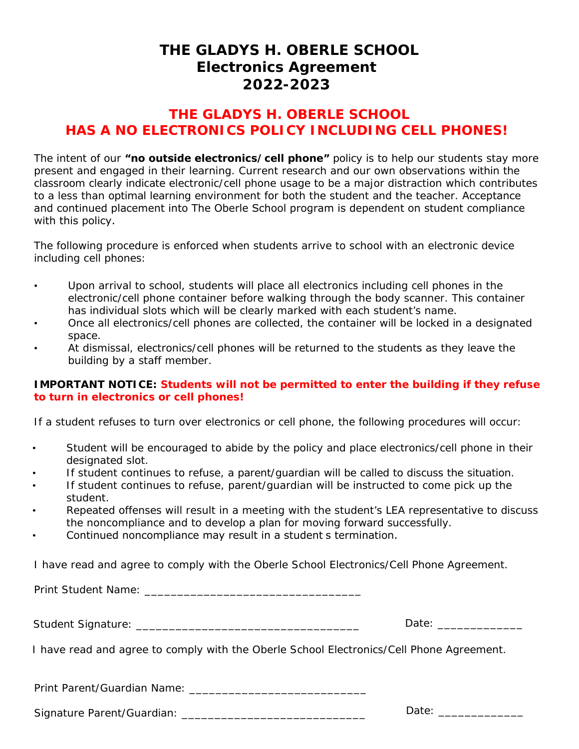# THE GLADYS H. OBERLE SCHOOL
# Electronics Agreement
# 2022-2023

## THE GLADYS H. OBERLE SCHOOL HAS A NO ELECTRONICS POLICY INCLUDING CELL PHONES!

The intent of our **"no outside electronics/cell phone"** policy is to help our students stay more present and engaged in their learning. Current research and our own observations within the classroom clearly indicate electronic/cell phone usage to be a major distraction which contributes to a less than optimal learning environment for both the student and the teacher. Acceptance and continued placement into The Oberle School program is dependent on student compliance with this policy.

The following procedure is enforced when students arrive to school with an electronic device including cell phones:

- Upon arrival to school, students will place all electronics including cell phones in the electronic/cell phone container before walking through the body scanner. This container has individual slots which will be clearly marked with each student's name.
- Once all electronics/cell phones are collected, the container will be locked in a designated space.
- At dismissal, electronics/cell phones will be returned to the students as they leave the building by a staff member.

**IMPORTANT NOTICE: Students will not be permitted to enter the building if they refuse to turn in electronics or cell phones!**

If a student refuses to turn over electronics or cell phone, the following procedures will occur:

- Student will be encouraged to abide by the policy and place electronics/cell phone in their designated slot.
- If student continues to refuse, a parent/guardian will be called to discuss the situation.
- If student continues to refuse, parent/guardian will be instructed to come pick up the student.
- Repeated offenses will result in a meeting with the student's LEA representative to discuss the noncompliance and to develop a plan for moving forward successfully.
- Continued noncompliance may result in a student s termination.

I have read and agree to comply with the Oberle School Electronics/Cell Phone Agreement.

Print Student Name: ________________________________

Student Signature: __________________________________ Date: _____________

I have read and agree to comply with the Oberle School Electronics/Cell Phone Agreement.

Print Parent/Guardian Name: ___________________________

Signature Parent/Guardian: ____________________________ Date: _____________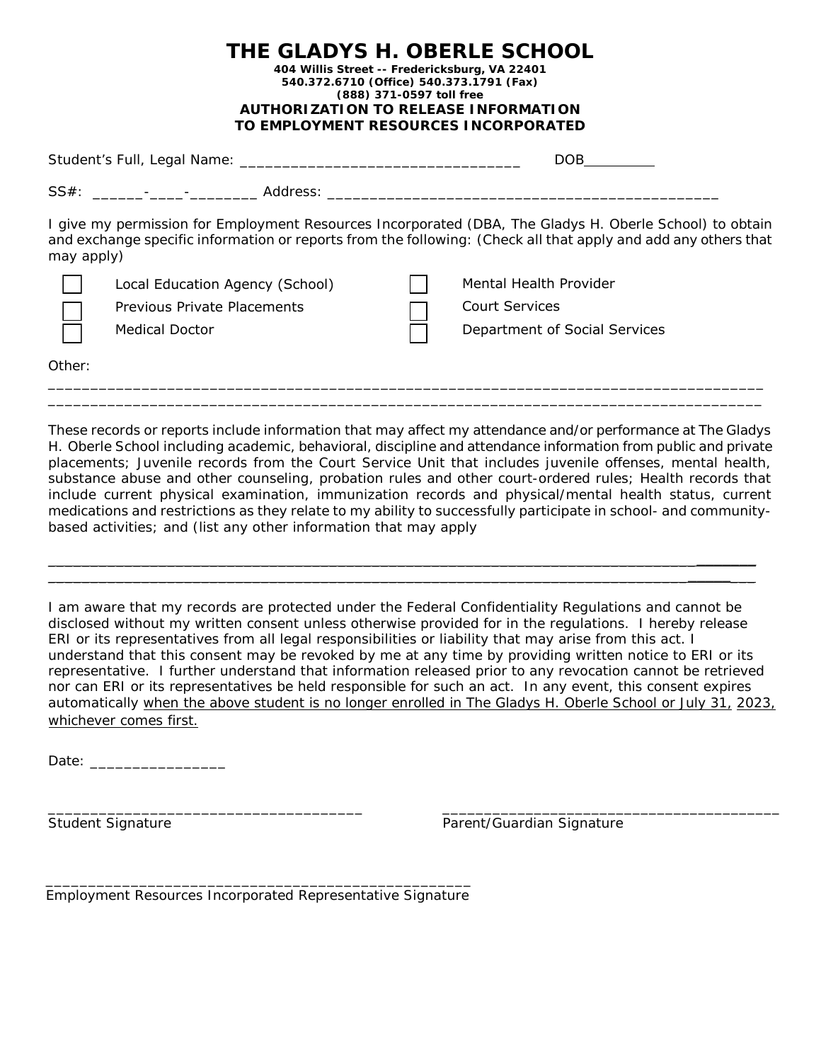# THE GLADYS H. OBERLE SCHOOL

**404 Willis Street -- Fredericksburg, VA 22401**
**540.372.6710 (Office) 540.373.1791 (Fax)**
**(888) 371-0597 toll free**

**AUTHORIZATION TO RELEASE INFORMATION**
**TO EMPLOYMENT RESOURCES INCORPORATED**

Student's Full, Legal Name: _________________________________ DOB_________

SS#: ______-____-________ Address: ______________________________________________

I give my permission for Employment Resources Incorporated (DBA, The Gladys H. Oberle School) to obtain and exchange specific information or reports from the following: (Check all that apply and add any others that may apply)

- ☐ Local Education Agency (School)
- ☐ Previous Private Placements
- ☐ Medical Doctor
- ☐ Mental Health Provider
- ☐ Court Services
- ☐ Department of Social Services

Other:

_____________________________________________________________________________________
_____________________________________________________________________________________

These records or reports include information that may affect my attendance and/or performance at The Gladys H. Oberle School including academic, behavioral, discipline and attendance information from public and private placements; Juvenile records from the Court Service Unit that includes juvenile offenses, mental health, substance abuse and other counseling, probation rules and other court-ordered rules; Health records that include current physical examination, immunization records and physical/mental health status, current medications and restrictions as they relate to my ability to successfully participate in school- and community-based activities; and (list any other information that may apply

_____________________________________________________________________________________
_____________________________________________________________________________________

I am aware that my records are protected under the Federal Confidentiality Regulations and cannot be disclosed without my written consent unless otherwise provided for in the regulations. I hereby release ERI or its representatives from all legal responsibilities or liability that may arise from this act. I understand that this consent may be revoked by me at any time by providing written notice to ERI or its representative. I further understand that information released prior to any revocation cannot be retrieved nor can ERI or its representatives be held responsible for such an act. In any event, this consent expires automatically <u>when the above student is no longer enrolled in The Gladys H. Oberle School or July 31, 2023, whichever comes first.</u>

Date: ________________

_____________________________________
Student Signature

_________________________________________
Parent/Guardian Signature

___________________________________________________
Employment Resources Incorporated Representative Signature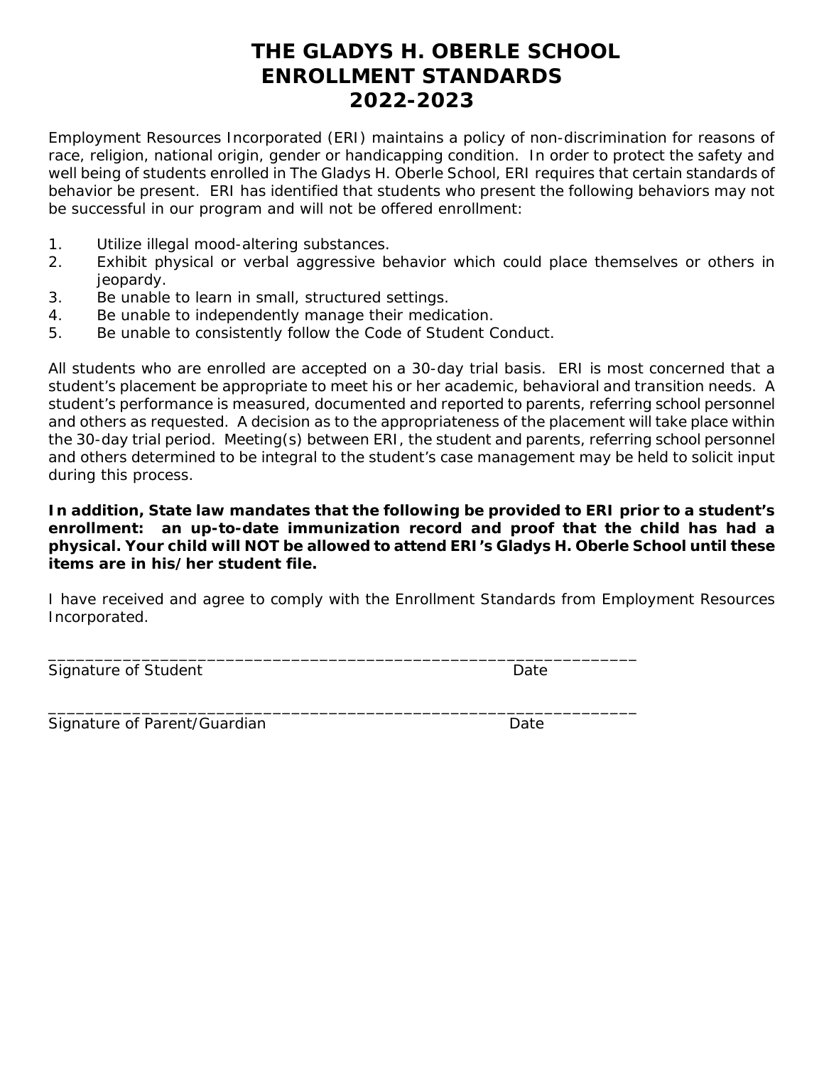# THE GLADYS H. OBERLE SCHOOL
# ENROLLMENT STANDARDS
# 2022-2023

Employment Resources Incorporated (ERI) maintains a policy of non-discrimination for reasons of race, religion, national origin, gender or handicapping condition. In order to protect the safety and well being of students enrolled in The Gladys H. Oberle School, ERI requires that certain standards of behavior be present. ERI has identified that students who present the following behaviors may not be successful in our program and will not be offered enrollment:

1. Utilize illegal mood-altering substances.
2. Exhibit physical or verbal aggressive behavior which could place themselves or others in jeopardy.
3. Be unable to learn in small, structured settings.
4. Be unable to independently manage their medication.
5. Be unable to consistently follow the Code of Student Conduct.

All students who are enrolled are accepted on a 30-day trial basis. ERI is most concerned that a student's placement be appropriate to meet his or her academic, behavioral and transition needs. A student's performance is measured, documented and reported to parents, referring school personnel and others as requested. A decision as to the appropriateness of the placement will take place within the 30-day trial period. Meeting(s) between ERI, the student and parents, referring school personnel and others determined to be integral to the student's case management may be held to solicit input during this process.

**In addition, State law mandates that the following be provided to ERI prior to a student's enrollment: an up-to-date immunization record and proof that the child has had a physical. Your child will NOT be allowed to attend ERI's Gladys H. Oberle School until these items are in his/her student file.**

I have received and agree to comply with the Enrollment Standards from Employment Resources Incorporated.

_________________________________________________________________

Signature of Student                                                                 Date

_________________________________________________________________

Signature of Parent/Guardian                                                 Date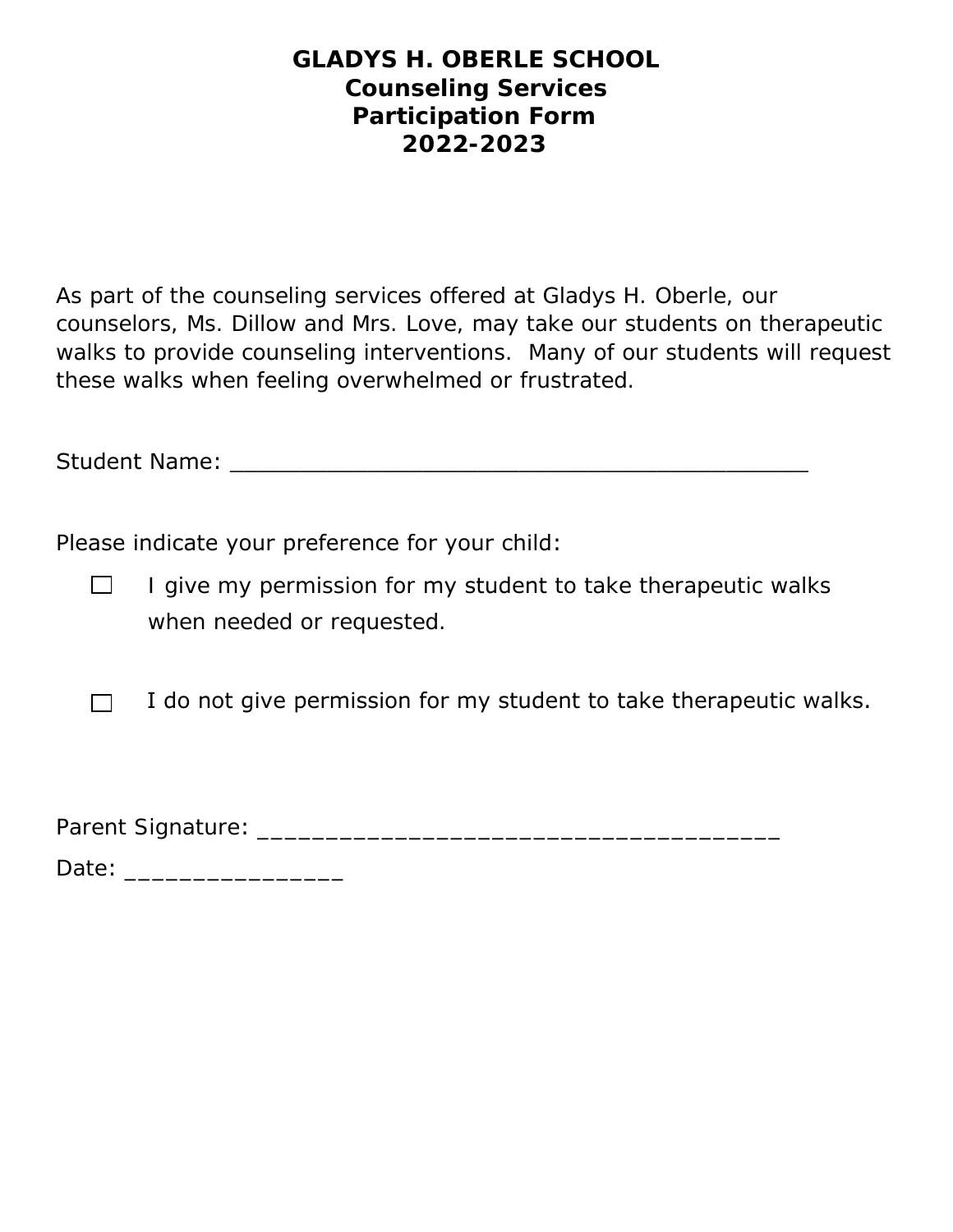# GLADYS H. OBERLE SCHOOL
## Counseling Services
## Participation Form
## 2022-2023

As part of the counseling services offered at Gladys H. Oberle, our counselors, Ms. Dillow and Mrs. Love, may take our students on therapeutic walks to provide counseling interventions. Many of our students will request these walks when feeling overwhelmed or frustrated.

Student Name: _____________________________________________

Please indicate your preference for your child:

- ☐ I give my permission for my student to take therapeutic walks when needed or requested.

- ☐ I do not give permission for my student to take therapeutic walks.

Parent Signature: _______________________________________

Date: ________________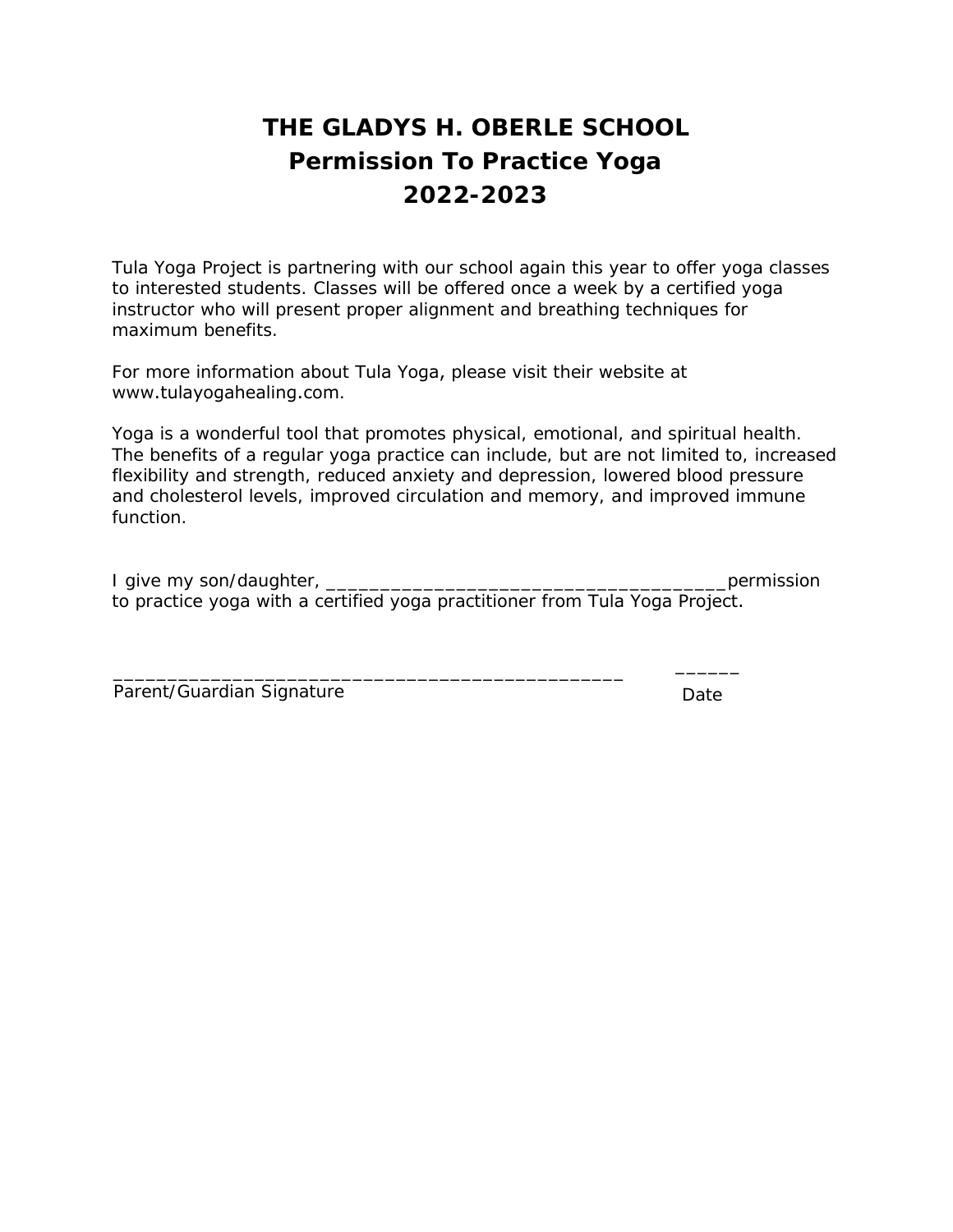# THE GLADYS H. OBERLE SCHOOL
## Permission To Practice Yoga
## 2022-2023

Tula Yoga Project is partnering with our school again this year to offer yoga classes to interested students. Classes will be offered once a week by a certified yoga instructor who will present proper alignment and breathing techniques for maximum benefits.

For more information about Tula Yoga, please visit their website at www.tulayogahealing.com.

Yoga is a wonderful tool that promotes physical, emotional, and spiritual health. The benefits of a regular yoga practice can include, but are not limited to, increased flexibility and strength, reduced anxiety and depression, lowered blood pressure and cholesterol levels, improved circulation and memory, and improved immune function.

I give my son/daughter, ______________________________________permission to practice yoga with a certified yoga practitioner from Tula Yoga Project.

_______________________________________________ ______
Parent/Guardian Signature Date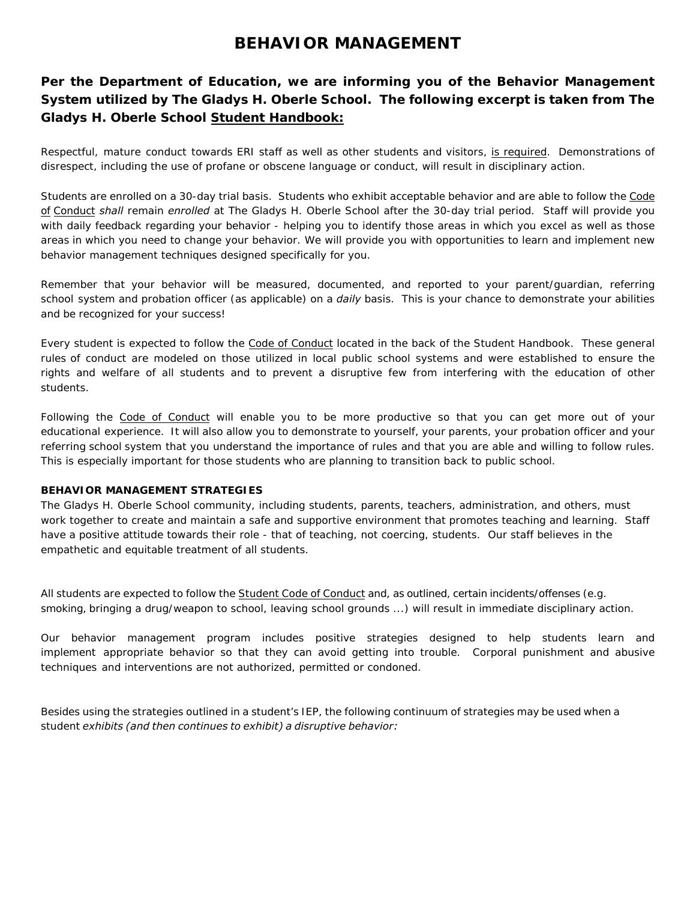# BEHAVIOR MANAGEMENT

**Per the Department of Education, we are informing you of the Behavior Management System utilized by The Gladys H. Oberle School. The following excerpt is taken from The Gladys H. Oberle School Student Handbook:**

Respectful, mature conduct towards ERI staff as well as other students and visitors, is required. Demonstrations of disrespect, including the use of profane or obscene language or conduct, will result in disciplinary action.

Students are enrolled on a 30-day trial basis. Students who exhibit acceptable behavior and are able to follow the Code of Conduct *shall* remain *enrolled* at The Gladys H. Oberle School after the 30-day trial period. Staff will provide you with daily feedback regarding your behavior - helping you to identify those areas in which you excel as well as those areas in which you need to change your behavior. We will provide you with opportunities to learn and implement new behavior management techniques designed specifically for you.

Remember that your behavior will be measured, documented, and reported to your parent/guardian, referring school system and probation officer (as applicable) on a *daily* basis. This is your chance to demonstrate your abilities and be recognized for your success!

Every student is expected to follow the Code of Conduct located in the back of the Student Handbook. These general rules of conduct are modeled on those utilized in local public school systems and were established to ensure the rights and welfare of all students and to prevent a disruptive few from interfering with the education of other students.

Following the Code of Conduct will enable you to be more productive so that you can get more out of your educational experience. It will also allow you to demonstrate to yourself, your parents, your probation officer and your referring school system that you understand the importance of rules and that you are able and willing to follow rules. This is especially important for those students who are planning to transition back to public school.

**BEHAVIOR MANAGEMENT STRATEGIES**

The Gladys H. Oberle School community, including students, parents, teachers, administration, and others, must work together to create and maintain a safe and supportive environment that promotes teaching and learning. Staff have a positive attitude towards their role - that of teaching, not coercing, students. Our staff believes in the empathetic and equitable treatment of all students.

All students are expected to follow the Student Code of Conduct and, as outlined, certain incidents/offenses (e.g. smoking, bringing a drug/weapon to school, leaving school grounds ...) will result in immediate disciplinary action.

Our behavior management program includes positive strategies designed to help students learn and implement appropriate behavior so that they can avoid getting into trouble. Corporal punishment and abusive techniques and interventions are not authorized, permitted or condoned.

Besides using the strategies outlined in a student's IEP, the following continuum of strategies may be used when a student *exhibits (and then continues to exhibit) a disruptive behavior:*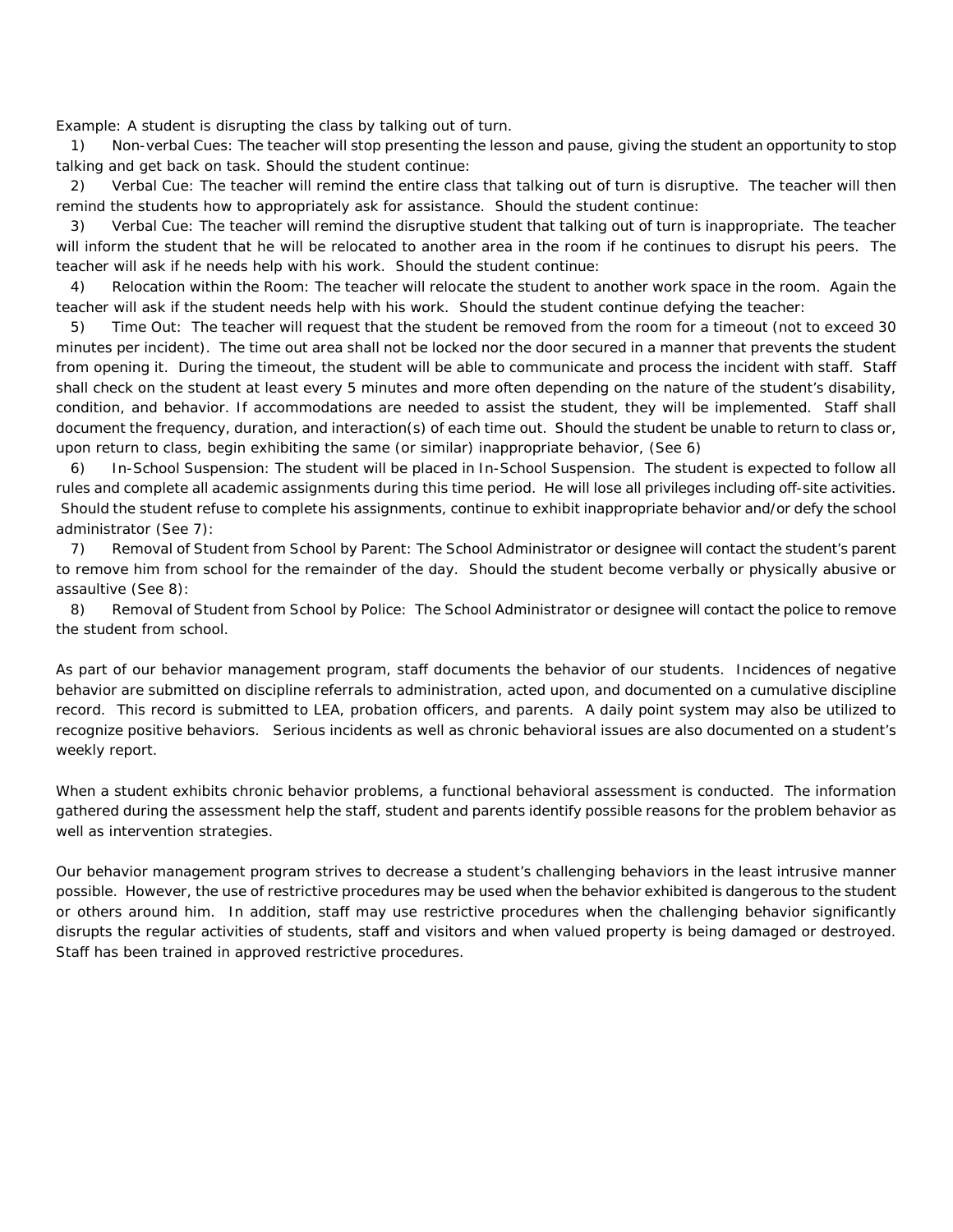Example: A student is disrupting the class by talking out of turn.

1) Non-verbal Cues: The teacher will stop presenting the lesson and pause, giving the student an opportunity to stop talking and get back on task. Should the student continue:

2) Verbal Cue: The teacher will remind the entire class that talking out of turn is disruptive. The teacher will then remind the students how to appropriately ask for assistance. Should the student continue:

3) Verbal Cue: The teacher will remind the disruptive student that talking out of turn is inappropriate. The teacher will inform the student that he will be relocated to another area in the room if he continues to disrupt his peers. The teacher will ask if he needs help with his work. Should the student continue:

4) Relocation within the Room: The teacher will relocate the student to another work space in the room. Again the teacher will ask if the student needs help with his work. Should the student continue defying the teacher:

5) Time Out: The teacher will request that the student be removed from the room for a timeout (not to exceed 30 minutes per incident). The time out area shall not be locked nor the door secured in a manner that prevents the student from opening it. During the timeout, the student will be able to communicate and process the incident with staff. Staff shall check on the student at least every 5 minutes and more often depending on the nature of the student's disability, condition, and behavior. If accommodations are needed to assist the student, they will be implemented. Staff shall document the frequency, duration, and interaction(s) of each time out. Should the student be unable to return to class or, upon return to class, begin exhibiting the same (or similar) inappropriate behavior, (See 6)

6) In-School Suspension: The student will be placed in In-School Suspension. The student is expected to follow all rules and complete all academic assignments during this time period. He will lose all privileges including off-site activities. Should the student refuse to complete his assignments, continue to exhibit inappropriate behavior and/or defy the school administrator (See 7):

7) Removal of Student from School by Parent: The School Administrator or designee will contact the student's parent to remove him from school for the remainder of the day. Should the student become verbally or physically abusive or assaultive (See 8):

8) Removal of Student from School by Police: The School Administrator or designee will contact the police to remove the student from school.

As part of our behavior management program, staff documents the behavior of our students. Incidences of negative behavior are submitted on discipline referrals to administration, acted upon, and documented on a cumulative discipline record. This record is submitted to LEA, probation officers, and parents. A daily point system may also be utilized to recognize positive behaviors. Serious incidents as well as chronic behavioral issues are also documented on a student's weekly report.

When a student exhibits chronic behavior problems, a functional behavioral assessment is conducted. The information gathered during the assessment help the staff, student and parents identify possible reasons for the problem behavior as well as intervention strategies.

Our behavior management program strives to decrease a student's challenging behaviors in the least intrusive manner possible. However, the use of restrictive procedures may be used when the behavior exhibited is dangerous to the student or others around him. In addition, staff may use restrictive procedures when the challenging behavior significantly disrupts the regular activities of students, staff and visitors and when valued property is being damaged or destroyed. Staff has been trained in approved restrictive procedures.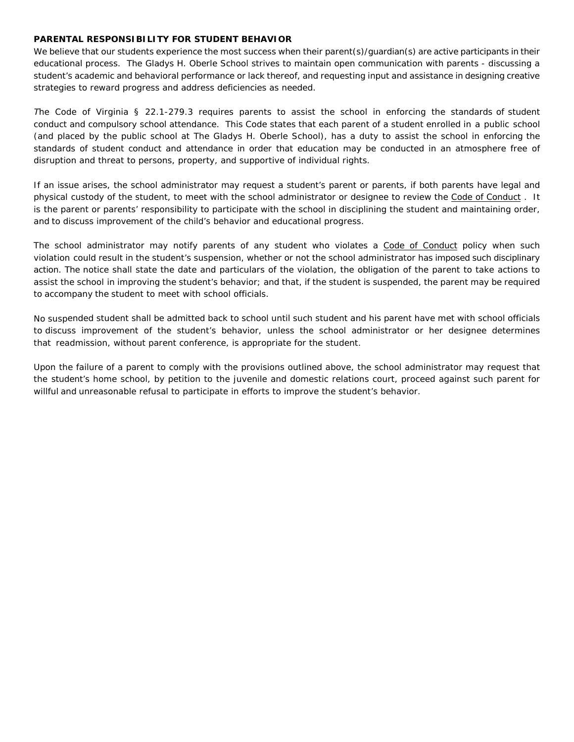**PARENTAL RESPONSIBILITY FOR STUDENT BEHAVIOR**

We believe that our students experience the most success when their parent(s)/guardian(s) are active participants in their educational process. The Gladys H. Oberle School strives to maintain open communication with parents - discussing a student's academic and behavioral performance or lack thereof, and requesting input and assistance in designing creative strategies to reward progress and address deficiencies as needed.

*T*he Code of Virginia § 22.1-279.3 requires parents to assist the school in enforcing the standards of student conduct and compulsory school attendance. This Code states that each parent of a student enrolled in a public school (and placed by the public school at The Gladys H. Oberle School), has a duty to assist the school in enforcing the standards of student conduct and attendance in order that education may be conducted in an atmosphere free of disruption and threat to persons, property, and supportive of individual rights.

If an issue arises, the school administrator may request a student's parent or parents, if both parents have legal and physical custody of the student, to meet with the school administrator or designee to review the Code of Conduct . It is the parent or parents' responsibility to participate with the school in disciplining the student and maintaining order, and to discuss improvement of the child's behavior and educational progress.

The school administrator may notify parents of any student who violates a Code of Conduct policy when such violation could result in the student's suspension, whether or not the school administrator has imposed such disciplinary action. The notice shall state the date and particulars of the violation, the obligation of the parent to take actions to assist the school in improving the student's behavior; and that, if the student is suspended, the parent may be required to accompany the student to meet with school officials.

No suspended student shall be admitted back to school until such student and his parent have met with school officials to discuss improvement of the student's behavior, unless the school administrator or her designee determines that readmission, without parent conference, is appropriate for the student.

Upon the failure of a parent to comply with the provisions outlined above, the school administrator may request that the student's home school, by petition to the juvenile and domestic relations court, proceed against such parent for willful and unreasonable refusal to participate in efforts to improve the student's behavior.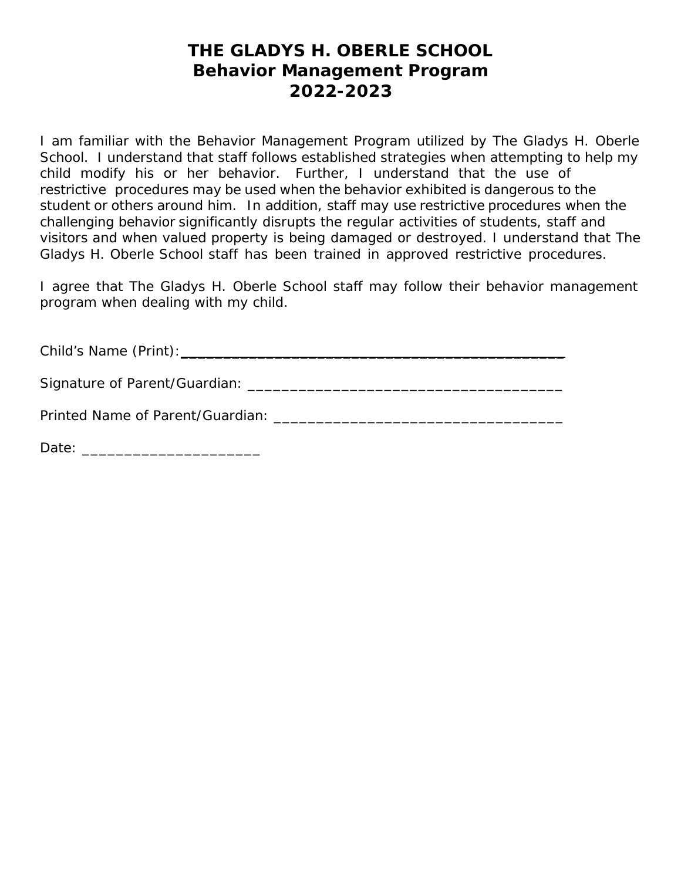# THE GLADYS H. OBERLE SCHOOL
## Behavior Management Program
## 2022-2023

I am familiar with the Behavior Management Program utilized by The Gladys H. Oberle School. I understand that staff follows established strategies when attempting to help my child modify his or her behavior. Further, I understand that the use of restrictive procedures may be used when the behavior exhibited is dangerous to the student or others around him. In addition, staff may use restrictive procedures when the challenging behavior significantly disrupts the regular activities of students, staff and visitors and when valued property is being damaged or destroyed. I understand that The Gladys H. Oberle School staff has been trained in approved restrictive procedures.

I agree that The Gladys H. Oberle School staff may follow their behavior management program when dealing with my child.

Child's Name (Print):___________________________________________________

Signature of Parent/Guardian: ______________________________________

Printed Name of Parent/Guardian: ___________________________________

Date: ______________________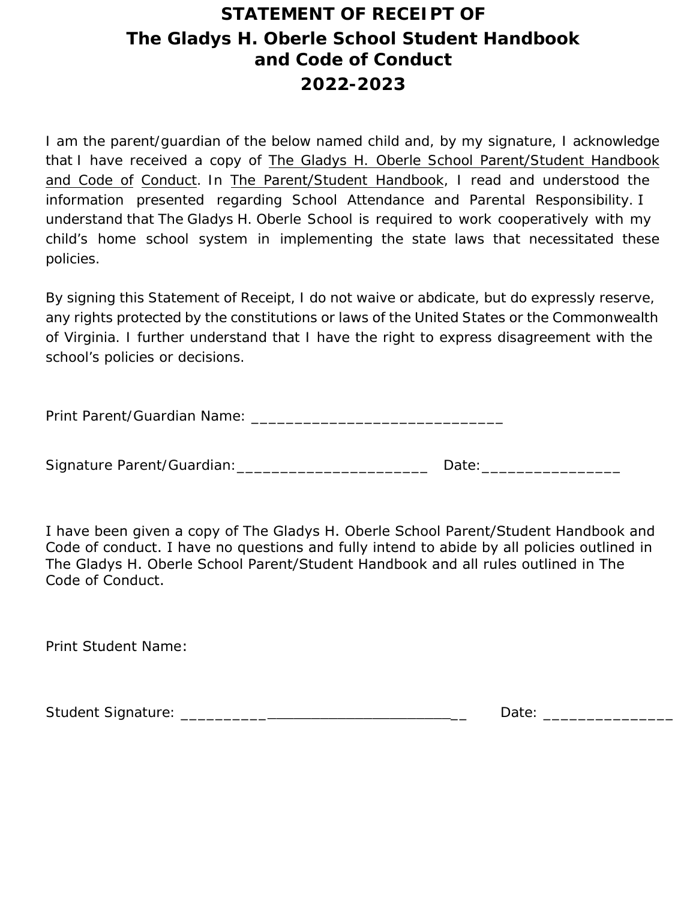# STATEMENT OF RECEIPT OF
# The Gladys H. Oberle School Student Handbook and Code of Conduct
# 2022-2023

I am the parent/guardian of the below named child and, by my signature, I acknowledge that I have received a copy of <u>The Gladys H. Oberle School Parent/Student Handbook and Code of Conduct</u>. In <u>The Parent/Student Handbook</u>, I read and understood the information presented regarding School Attendance and Parental Responsibility. I understand that The Gladys H. Oberle School is required to work cooperatively with my child's home school system in implementing the state laws that necessitated these policies.

By signing this Statement of Receipt, I do not waive or abdicate, but do expressly reserve, any rights protected by the constitutions or laws of the United States or the Commonwealth of Virginia. I further understand that I have the right to express disagreement with the school's policies or decisions.

Print Parent/Guardian Name: _____________________________

Signature Parent/Guardian:______________________ Date:________________

I have been given a copy of The Gladys H. Oberle School Parent/Student Handbook and Code of conduct. I have no questions and fully intend to abide by all policies outlined in The Gladys H. Oberle School Parent/Student Handbook and all rules outlined in The Code of Conduct.

Print Student Name:

Student Signature: ___________________________________ Date: _______________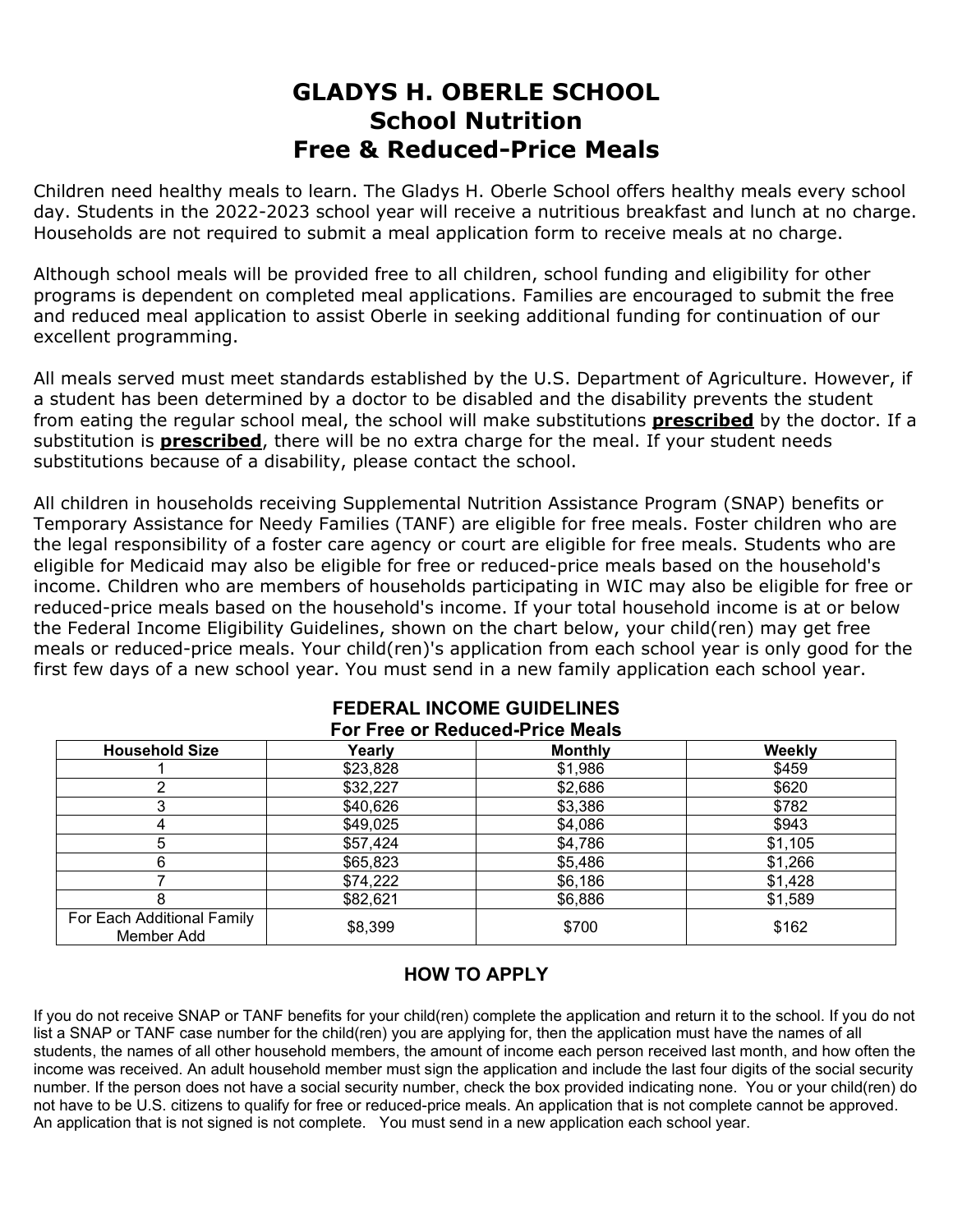# GLADYS H. OBERLE SCHOOL
# School Nutrition
# Free & Reduced-Price Meals

Children need healthy meals to learn. The Gladys H. Oberle School offers healthy meals every school day. Students in the 2022-2023 school year will receive a nutritious breakfast and lunch at no charge. Households are not required to submit a meal application form to receive meals at no charge.

Although school meals will be provided free to all children, school funding and eligibility for other programs is dependent on completed meal applications. Families are encouraged to submit the free and reduced meal application to assist Oberle in seeking additional funding for continuation of our excellent programming.

All meals served must meet standards established by the U.S. Department of Agriculture. However, if a student has been determined by a doctor to be disabled and the disability prevents the student from eating the regular school meal, the school will make substitutions **prescribed** by the doctor. If a substitution is **prescribed**, there will be no extra charge for the meal. If your student needs substitutions because of a disability, please contact the school.

All children in households receiving Supplemental Nutrition Assistance Program (SNAP) benefits or Temporary Assistance for Needy Families (TANF) are eligible for free meals. Foster children who are the legal responsibility of a foster care agency or court are eligible for free meals. Students who are eligible for Medicaid may also be eligible for free or reduced-price meals based on the household's income. Children who are members of households participating in WIC may also be eligible for free or reduced-price meals based on the household's income. If your total household income is at or below the Federal Income Eligibility Guidelines, shown on the chart below, your child(ren) may get free meals or reduced-price meals. Your child(ren)'s application from each school year is only good for the first few days of a new school year. You must send in a new family application each school year.

### FEDERAL INCOME GUIDELINES
### For Free or Reduced-Price Meals

| Household Size | Yearly | Monthly | Weekly |
|---|---|---|---|
| 1 | $23,828 | $1,986 | $459 |
| 2 | $32,227 | $2,686 | $620 |
| 3 | $40,626 | $3,386 | $782 |
| 4 | $49,025 | $4,086 | $943 |
| 5 | $57,424 | $4,786 | $1,105 |
| 6 | $65,823 | $5,486 | $1,266 |
| 7 | $74,222 | $6,186 | $1,428 |
| 8 | $82,621 | $6,886 | $1,589 |
| For Each Additional Family Member Add | $8,399 | $700 | $162 |

### HOW TO APPLY

If you do not receive SNAP or TANF benefits for your child(ren) complete the application and return it to the school. If you do not list a SNAP or TANF case number for the child(ren) you are applying for, then the application must have the names of all students, the names of all other household members, the amount of income each person received last month, and how often the income was received. An adult household member must sign the application and include the last four digits of the social security number. If the person does not have a social security number, check the box provided indicating none. You or your child(ren) do not have to be U.S. citizens to qualify for free or reduced-price meals. An application that is not complete cannot be approved. An application that is not signed is not complete. You must send in a new application each school year.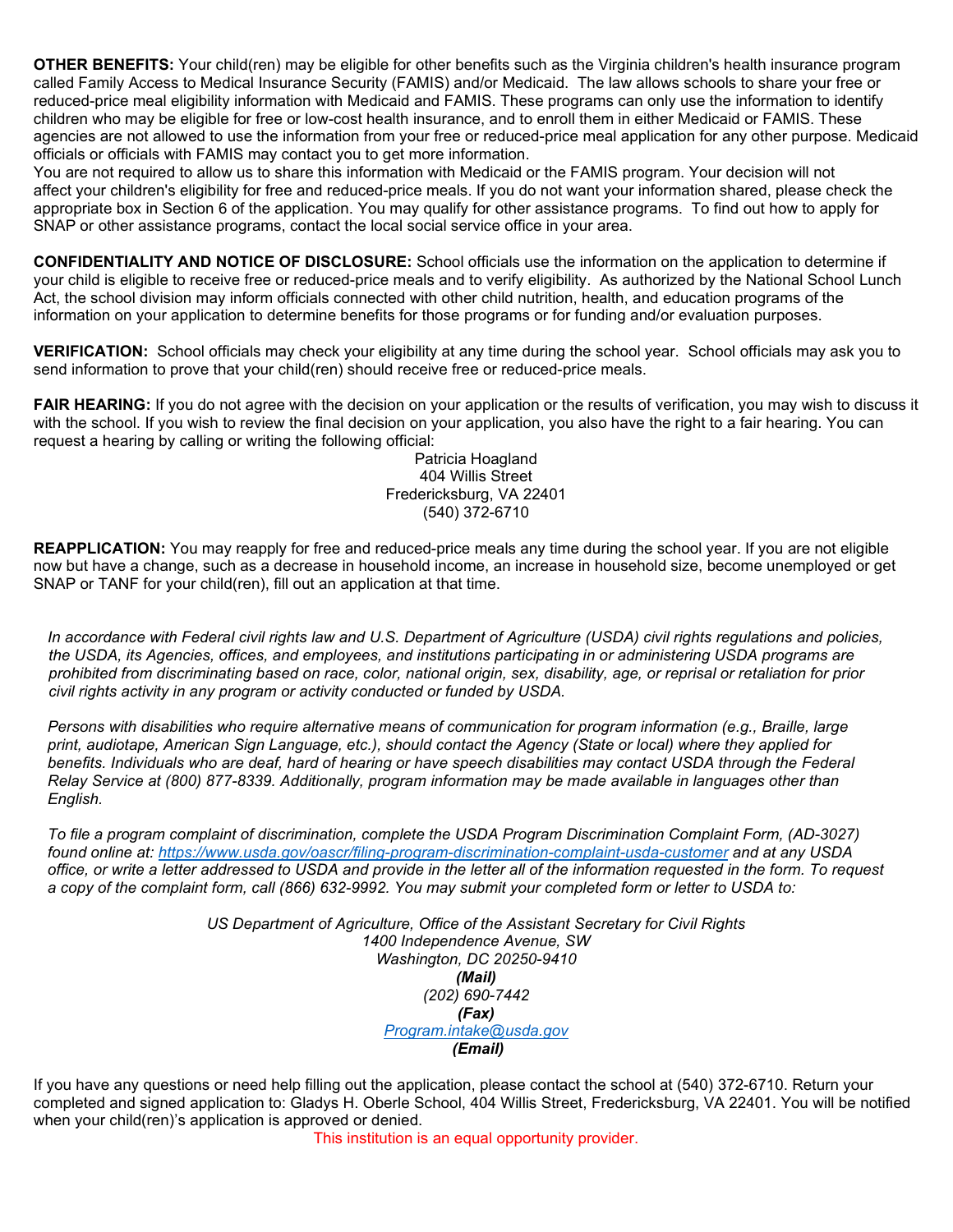**OTHER BENEFITS:** Your child(ren) may be eligible for other benefits such as the Virginia children's health insurance program called Family Access to Medical Insurance Security (FAMIS) and/or Medicaid. The law allows schools to share your free or reduced-price meal eligibility information with Medicaid and FAMIS. These programs can only use the information to identify children who may be eligible for free or low-cost health insurance, and to enroll them in either Medicaid or FAMIS. These agencies are not allowed to use the information from your free or reduced-price meal application for any other purpose. Medicaid officials or officials with FAMIS may contact you to get more information.
You are not required to allow us to share this information with Medicaid or the FAMIS program. Your decision will not affect your children's eligibility for free and reduced-price meals. If you do not want your information shared, please check the appropriate box in Section 6 of the application. You may qualify for other assistance programs. To find out how to apply for SNAP or other assistance programs, contact the local social service office in your area.

**CONFIDENTIALITY AND NOTICE OF DISCLOSURE:** School officials use the information on the application to determine if your child is eligible to receive free or reduced-price meals and to verify eligibility. As authorized by the National School Lunch Act, the school division may inform officials connected with other child nutrition, health, and education programs of the information on your application to determine benefits for those programs or for funding and/or evaluation purposes.

**VERIFICATION:** School officials may check your eligibility at any time during the school year. School officials may ask you to send information to prove that your child(ren) should receive free or reduced-price meals.

**FAIR HEARING:** If you do not agree with the decision on your application or the results of verification, you may wish to discuss it with the school. If you wish to review the final decision on your application, you also have the right to a fair hearing. You can request a hearing by calling or writing the following official:

Patricia Hoagland
404 Willis Street
Fredericksburg, VA 22401
(540) 372-6710

**REAPPLICATION:** You may reapply for free and reduced-price meals any time during the school year. If you are not eligible now but have a change, such as a decrease in household income, an increase in household size, become unemployed or get SNAP or TANF for your child(ren), fill out an application at that time.

*In accordance with Federal civil rights law and U.S. Department of Agriculture (USDA) civil rights regulations and policies, the USDA, its Agencies, offices, and employees, and institutions participating in or administering USDA programs are prohibited from discriminating based on race, color, national origin, sex, disability, age, or reprisal or retaliation for prior civil rights activity in any program or activity conducted or funded by USDA.*

*Persons with disabilities who require alternative means of communication for program information (e.g., Braille, large print, audiotape, American Sign Language, etc.), should contact the Agency (State or local) where they applied for benefits. Individuals who are deaf, hard of hearing or have speech disabilities may contact USDA through the Federal Relay Service at (800) 877-8339. Additionally, program information may be made available in languages other than English.*

*To file a program complaint of discrimination, complete the USDA Program Discrimination Complaint Form, (AD-3027) found online at: [https://www.usda.gov/oascr/filing-program-discrimination-complaint-usda-customer](https://www.usda.gov/oascr/filing-program-discrimination-complaint-usda-customer) and at any USDA office, or write a letter addressed to USDA and provide in the letter all of the information requested in the form. To request a copy of the complaint form, call (866) 632-9992. You may submit your completed form or letter to USDA to:*

*US Department of Agriculture, Office of the Assistant Secretary for Civil Rights*
*1400 Independence Avenue, SW*
*Washington, DC 20250-9410*
***(Mail)***
*(202) 690-7442*
***(Fax)***
*[Program.intake@usda.gov](mailto:Program.intake@usda.gov)*
***(Email)***

If you have any questions or need help filling out the application, please contact the school at (540) 372-6710. Return your completed and signed application to: Gladys H. Oberle School, 404 Willis Street, Fredericksburg, VA 22401. You will be notified when your child(ren)'s application is approved or denied.

This institution is an equal opportunity provider.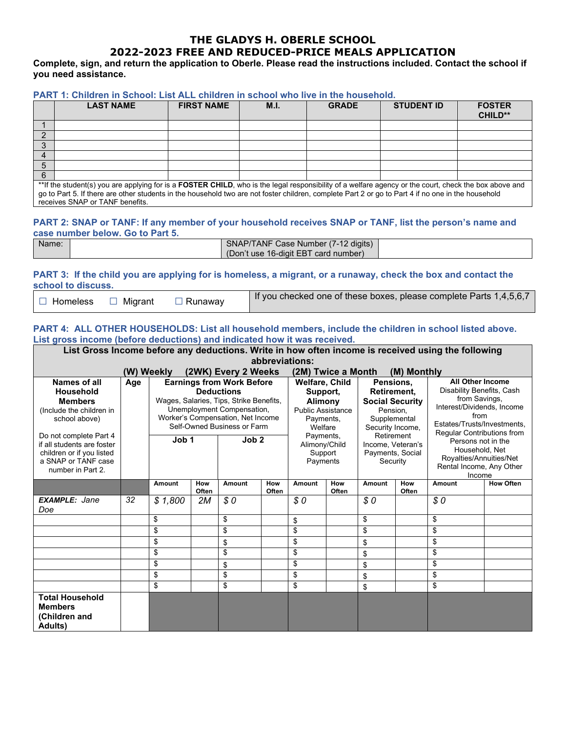# THE GLADYS H. OBERLE SCHOOL
# 2022-2023 FREE AND REDUCED-PRICE MEALS APPLICATION

**Complete, sign, and return the application to Oberle. Please read the instructions included. Contact the school if you need assistance.**

### PART 1: Children in School: List ALL children in school who live in the household.

| | LAST NAME | FIRST NAME | M.I. | GRADE | STUDENT ID | FOSTER CHILD** |
|---|---|---|---|---|---|---|
| 1 | | | | | | |
| 2 | | | | | | |
| 3 | | | | | | |
| 4 | | | | | | |
| 5 | | | | | | |
| 6 | | | | | | |

**If the student(s) you are applying for is a **FOSTER CHILD**, who is the legal responsibility of a welfare agency or the court, check the box above and go to Part 5. If there are other students in the household two are not foster children, complete Part 2 or go to Part 4 if no one in the household receives SNAP or TANF benefits.

### PART 2: SNAP or TANF: If any member of your household receives SNAP or TANF, list the person's name and case number below. Go to Part 5.

| Name: | | SNAP/TANF Case Number (7-12 digits) (Don't use 16-digit EBT card number) | |
|---|---|---|---|

### PART 3: If the child you are applying for is homeless, a migrant, or a runaway, check the box and contact the school to discuss.

| ☐ Homeless ☐ Migrant ☐ Runaway | If you checked one of these boxes, please complete Parts 1,4,5,6,7 |
|---|---|

### PART 4: ALL OTHER HOUSEHOLDS: List all household members, include the children in school listed above. List gross income (before deductions) and indicated how it was received.

**List Gross Income before any deductions. Write in how often income is received using the following abbreviations:**
**(W) Weekly (2WK) Every 2 Weeks (2M) Twice a Month (M) Monthly**

| **Names of all Household Members** (Include the children in school above) Do not complete Part 4 if all students are foster children or if you listed a SNAP or TANF case number in Part 2. | **Age** | **Earnings from Work Before Deductions** Wages, Salaries, Tips, Strike Benefits, Unemployment Compensation, Worker's Compensation, Net Income Self-Owned Business or Farm — **Job 1** | | **Job 2** | | **Welfare, Child Support, Alimony** Public Assistance Payments, Welfare Payments, Alimony/Child Support Payments | | **Pensions, Retirement, Social Security** Pension, Supplemental Security Income, Retirement Income, Veteran's Payments, Social Security | | **All Other Income** Disability Benefits, Cash from Savings, Interest/Dividends, Income from Estates/Trusts/Investments, Regular Contributions from Persons not in the Household, Net Royalties/Annuities/Net Rental Income, Any Other Income | |
|---|---|---|---|---|---|---|---|---|---|---|---|
| | | **Amount** | **How Often** | **Amount** | **How Often** | **Amount** | **How Often** | **Amount** | **How Often** | **Amount** | **How Often** |
| ***EXAMPLE:*** *Jane Doe* | *32* | *$ 1,800* | *2M* | *$ 0* | | *$ 0* | | *$ 0* | | *$ 0* | |
| | | $ | | $ | | $ | | $ | | $ | |
| | | $ | | $ | | $ | | $ | | $ | |
| | | $ | | $ | | $ | | $ | | $ | |
| | | $ | | $ | | $ | | $ | | $ | |
| | | $ | | $ | | $ | | $ | | $ | |
| | | $ | | $ | | $ | | $ | | $ | |
| | | $ | | $ | | $ | | $ | | $ | |
| **Total Household Members (Children and Adults)** | | | | | | | | | | | |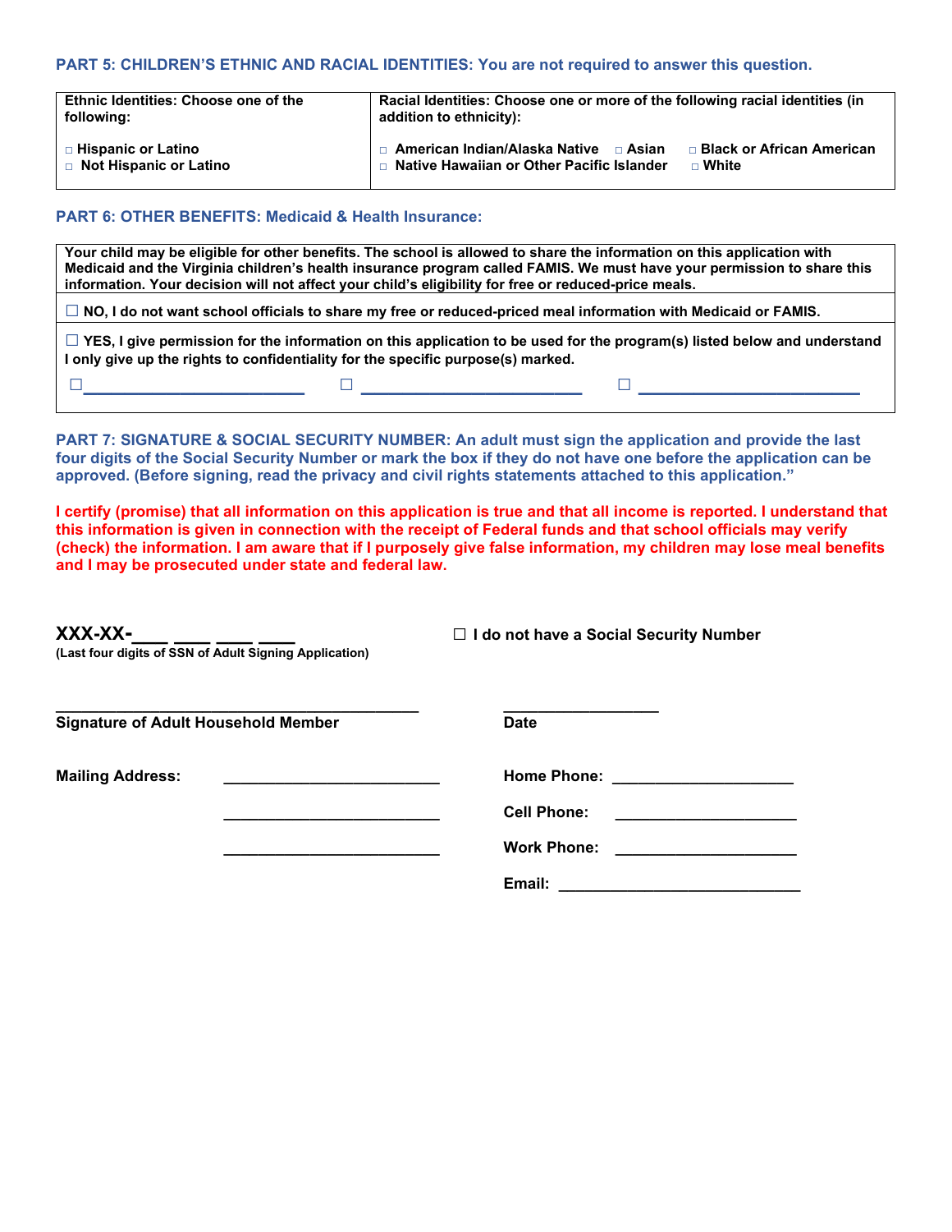### PART 5: CHILDREN'S ETHNIC AND RACIAL IDENTITIES: You are not required to answer this question.

| Ethnic Identities: Choose one of the following: | Racial Identities: Choose one or more of the following racial identities (in addition to ethnicity): |
|---|---|
| ☐ Hispanic or Latino<br>☐ Not Hispanic or Latino | ☐ American Indian/Alaska Native ☐ Asian ☐ Black or African American<br>☐ Native Hawaiian or Other Pacific Islander ☐ White |

### PART 6: OTHER BENEFITS: Medicaid & Health Insurance:

| |
|---|
| **Your child may be eligible for other benefits. The school is allowed to share the information on this application with Medicaid and the Virginia children's health insurance program called FAMIS. We must have your permission to share this information. Your decision will not affect your child's eligibility for free or reduced-price meals.** |
| ☐ **NO, I do not want school officials to share my free or reduced-priced meal information with Medicaid or FAMIS.** |
| ☐ **YES, I give permission for the information on this application to be used for the program(s) listed below and understand I only give up the rights to confidentiality for the specific purpose(s) marked.**<br>☐ ________________________ ☐ ________________________ ☐ ________________________ |

### PART 7: SIGNATURE & SOCIAL SECURITY NUMBER: An adult must sign the application and provide the last four digits of the Social Security Number or mark the box if they do not have one before the application can be approved. (Before signing, read the privacy and civil rights statements attached to this application."

**I certify (promise) that all information on this application is true and that all income is reported. I understand that this information is given in connection with the receipt of Federal funds and that school officials may verify (check) the information. I am aware that if I purposely give false information, my children may lose meal benefits and I may be prosecuted under state and federal law.**

**XXX-XX-___ ___ ___ ___**
**(Last four digits of SSN of Adult Signing Application)**

☐ **I do not have a Social Security Number**

________________________________________
**Signature of Adult Household Member**

__________________
**Date**

**Mailing Address:** ________________________
________________________
________________________

**Home Phone:** ____________________

**Cell Phone:** ____________________

**Work Phone:** ____________________

**Email:** ___________________________